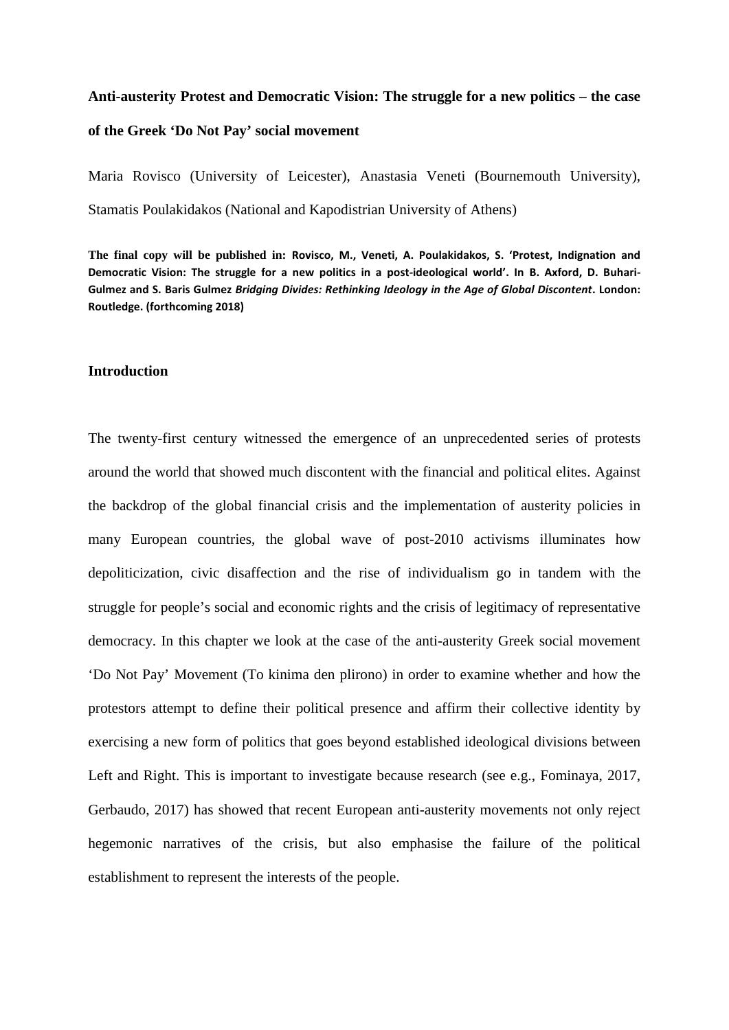# Anti-austerity Protest and Democratic Vision: The struggle for a new politics – the case of the Greek 'Do Not Pay' social movement

Maria Rovisco (University of Leicester), Anastasia Veneti (Bournemouth University), Stamatis Poulakidakos (National and Kapodistrian University of Athens)

**The final copy will be published in: Rovisco, M., Veneti, A. Poulakidakos, S. 'Protest, Indignation and Democratic Vision: The struggle for a new politics in a post-ideological world'. In B. Axford, D. Buhari-Gulmez and S. Baris Gulmez *Bridging Divides: Rethinking Ideology in the Age of Global Discontent*. London: Routledge. (forthcoming 2018)**

## Introduction

The twenty-first century witnessed the emergence of an unprecedented series of protests around the world that showed much discontent with the financial and political elites. Against the backdrop of the global financial crisis and the implementation of austerity policies in many European countries, the global wave of post-2010 activisms illuminates how depoliticization, civic disaffection and the rise of individualism go in tandem with the struggle for people's social and economic rights and the crisis of legitimacy of representative democracy. In this chapter we look at the case of the anti-austerity Greek social movement 'Do Not Pay' Movement (To kinima den plirono) in order to examine whether and how the protestors attempt to define their political presence and affirm their collective identity by exercising a new form of politics that goes beyond established ideological divisions between Left and Right. This is important to investigate because research (see e.g., Fominaya, 2017, Gerbaudo, 2017) has showed that recent European anti-austerity movements not only reject hegemonic narratives of the crisis, but also emphasise the failure of the political establishment to represent the interests of the people.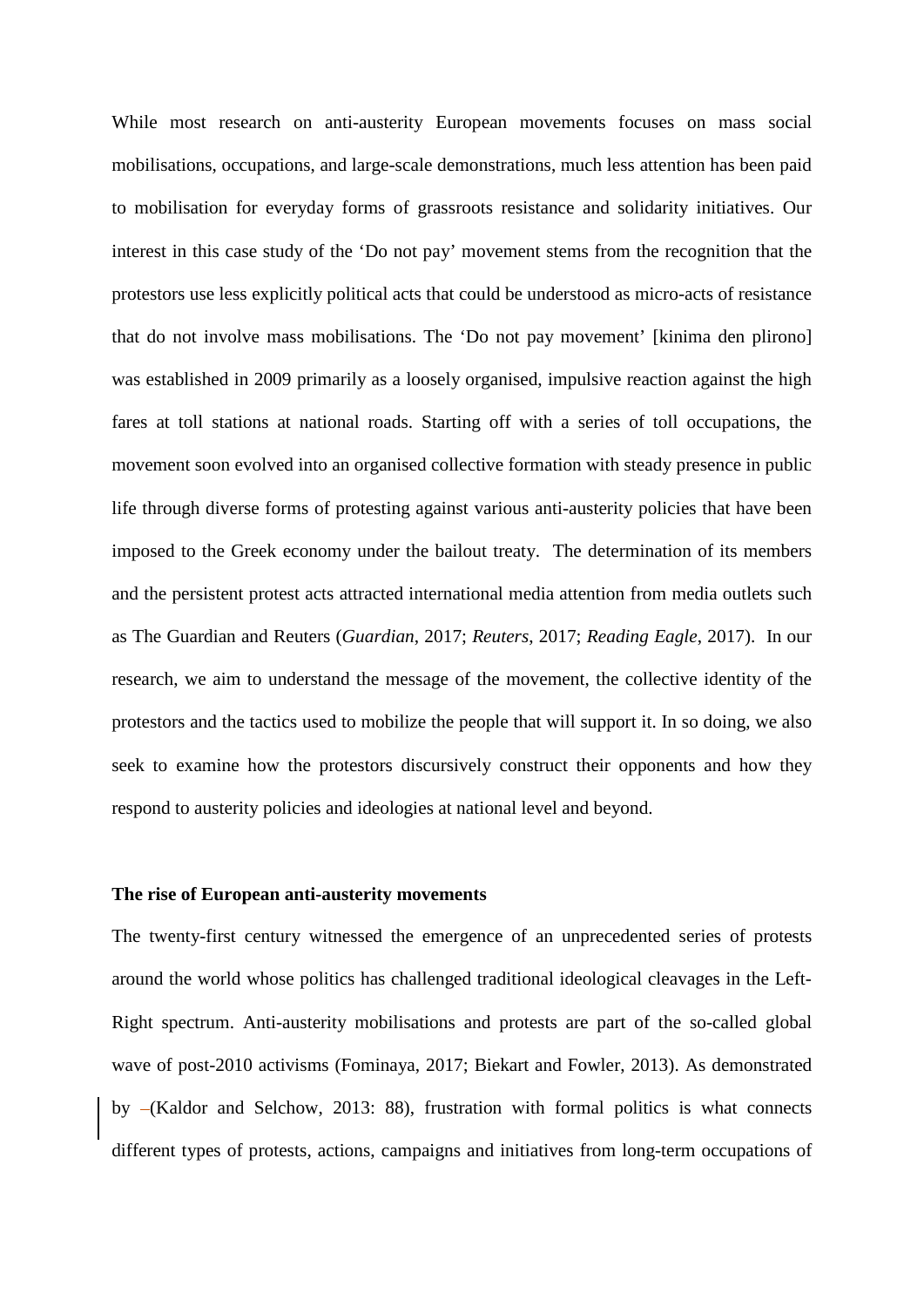While most research on anti-austerity European movements focuses on mass social mobilisations, occupations, and large-scale demonstrations, much less attention has been paid to mobilisation for everyday forms of grassroots resistance and solidarity initiatives. Our interest in this case study of the 'Do not pay' movement stems from the recognition that the protestors use less explicitly political acts that could be understood as micro-acts of resistance that do not involve mass mobilisations. The 'Do not pay movement' [kinima den plirono] was established in 2009 primarily as a loosely organised, impulsive reaction against the high fares at toll stations at national roads. Starting off with a series of toll occupations, the movement soon evolved into an organised collective formation with steady presence in public life through diverse forms of protesting against various anti-austerity policies that have been imposed to the Greek economy under the bailout treaty. The determination of its members and the persistent protest acts attracted international media attention from media outlets such as The Guardian and Reuters (*Guardian*, 2017; *Reuters*, 2017; *Reading Eagle*, 2017). In our research, we aim to understand the message of the movement, the collective identity of the protestors and the tactics used to mobilize the people that will support it. In so doing, we also seek to examine how the protestors discursively construct their opponents and how they respond to austerity policies and ideologies at national level and beyond.

**The rise of European anti-austerity movements**

The twenty-first century witnessed the emergence of an unprecedented series of protests around the world whose politics has challenged traditional ideological cleavages in the Left-Right spectrum. Anti-austerity mobilisations and protests are part of the so-called global wave of post-2010 activisms (Fominaya, 2017; Biekart and Fowler, 2013). As demonstrated by –(Kaldor and Selchow, 2013: 88), frustration with formal politics is what connects different types of protests, actions, campaigns and initiatives from long-term occupations of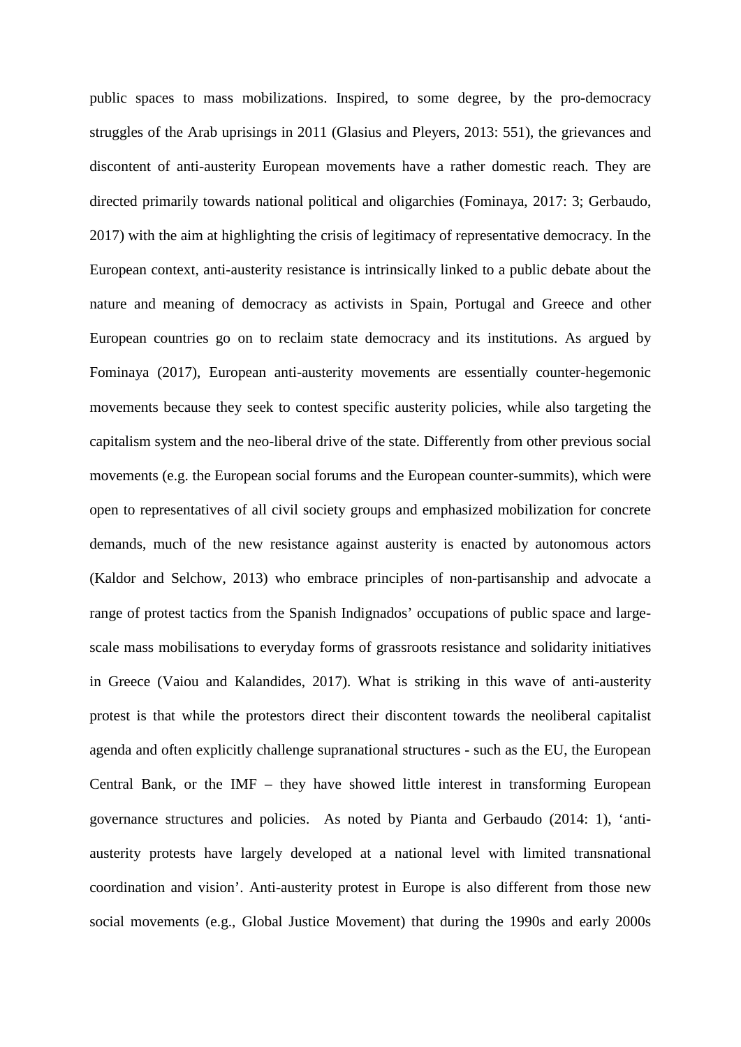public spaces to mass mobilizations. Inspired, to some degree, by the pro-democracy struggles of the Arab uprisings in 2011 (Glasius and Pleyers, 2013: 551), the grievances and discontent of anti-austerity European movements have a rather domestic reach. They are directed primarily towards national political and oligarchies (Fominaya, 2017: 3; Gerbaudo, 2017) with the aim at highlighting the crisis of legitimacy of representative democracy. In the European context, anti-austerity resistance is intrinsically linked to a public debate about the nature and meaning of democracy as activists in Spain, Portugal and Greece and other European countries go on to reclaim state democracy and its institutions. As argued by Fominaya (2017), European anti-austerity movements are essentially counter-hegemonic movements because they seek to contest specific austerity policies, while also targeting the capitalism system and the neo-liberal drive of the state. Differently from other previous social movements (e.g. the European social forums and the European counter-summits), which were open to representatives of all civil society groups and emphasized mobilization for concrete demands, much of the new resistance against austerity is enacted by autonomous actors (Kaldor and Selchow, 2013) who embrace principles of non-partisanship and advocate a range of protest tactics from the Spanish Indignados' occupations of public space and large-scale mass mobilisations to everyday forms of grassroots resistance and solidarity initiatives in Greece (Vaiou and Kalandides, 2017). What is striking in this wave of anti-austerity protest is that while the protestors direct their discontent towards the neoliberal capitalist agenda and often explicitly challenge supranational structures - such as the EU, the European Central Bank, or the IMF – they have showed little interest in transforming European governance structures and policies. As noted by Pianta and Gerbaudo (2014: 1), 'anti-austerity protests have largely developed at a national level with limited transnational coordination and vision'. Anti-austerity protest in Europe is also different from those new social movements (e.g., Global Justice Movement) that during the 1990s and early 2000s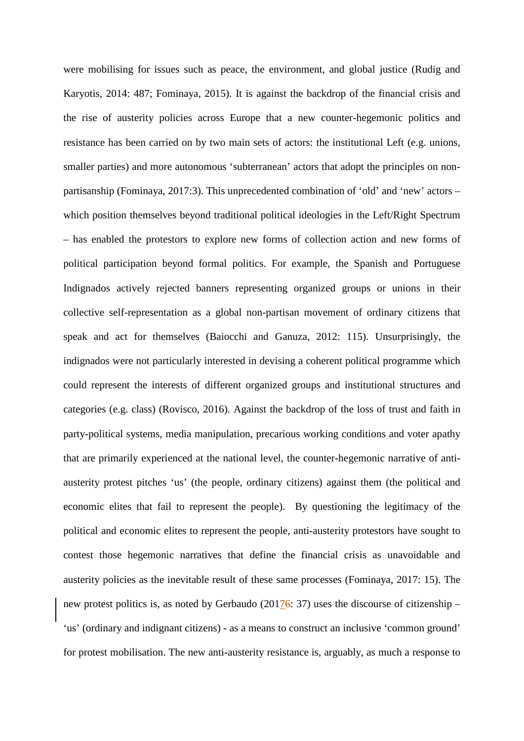were mobilising for issues such as peace, the environment, and global justice (Rudig and Karyotis, 2014: 487; Fominaya, 2015). It is against the backdrop of the financial crisis and the rise of austerity policies across Europe that a new counter-hegemonic politics and resistance has been carried on by two main sets of actors: the institutional Left (e.g. unions, smaller parties) and more autonomous 'subterranean' actors that adopt the principles on non-partisanship (Fominaya, 2017:3). This unprecedented combination of 'old' and 'new' actors – which position themselves beyond traditional political ideologies in the Left/Right Spectrum – has enabled the protestors to explore new forms of collection action and new forms of political participation beyond formal politics. For example, the Spanish and Portuguese Indignados actively rejected banners representing organized groups or unions in their collective self-representation as a global non-partisan movement of ordinary citizens that speak and act for themselves (Baiocchi and Ganuza, 2012: 115). Unsurprisingly, the indignados were not particularly interested in devising a coherent political programme which could represent the interests of different organized groups and institutional structures and categories (e.g. class) (Rovisco, 2016). Against the backdrop of the loss of trust and faith in party-political systems, media manipulation, precarious working conditions and voter apathy that are primarily experienced at the national level, the counter-hegemonic narrative of anti-austerity protest pitches 'us' (the people, ordinary citizens) against them (the political and economic elites that fail to represent the people). By questioning the legitimacy of the political and economic elites to represent the people, anti-austerity protestors have sought to contest those hegemonic narratives that define the financial crisis as unavoidable and austerity policies as the inevitable result of these same processes (Fominaya, 2017: 15). The new protest politics is, as noted by Gerbaudo (2017: 37) uses the discourse of citizenship – 'us' (ordinary and indignant citizens) - as a means to construct an inclusive 'common ground' for protest mobilisation. The new anti-austerity resistance is, arguably, as much a response to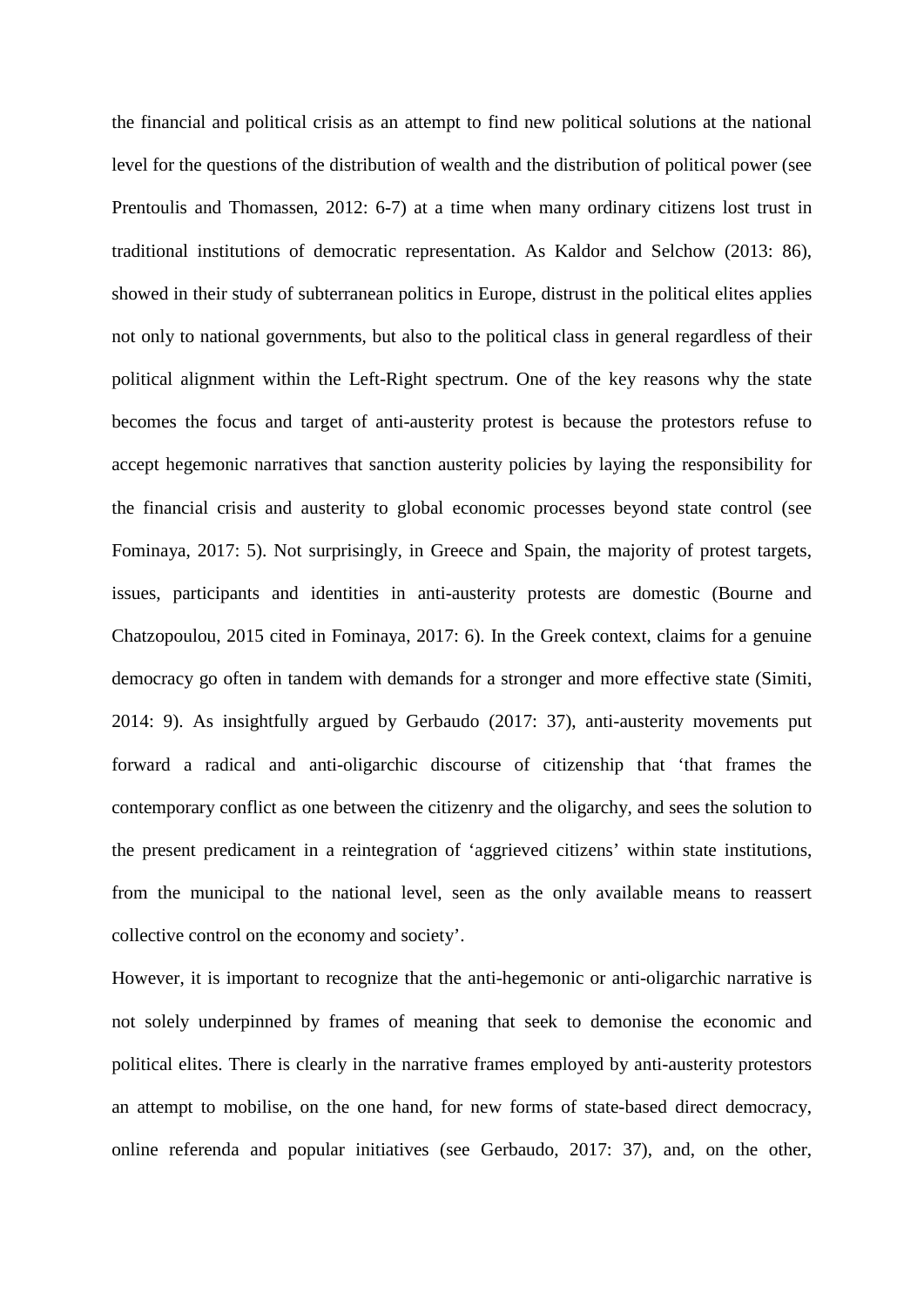the financial and political crisis as an attempt to find new political solutions at the national level for the questions of the distribution of wealth and the distribution of political power (see Prentoulis and Thomassen, 2012: 6-7) at a time when many ordinary citizens lost trust in traditional institutions of democratic representation. As Kaldor and Selchow (2013: 86), showed in their study of subterranean politics in Europe, distrust in the political elites applies not only to national governments, but also to the political class in general regardless of their political alignment within the Left-Right spectrum. One of the key reasons why the state becomes the focus and target of anti-austerity protest is because the protestors refuse to accept hegemonic narratives that sanction austerity policies by laying the responsibility for the financial crisis and austerity to global economic processes beyond state control (see Fominaya, 2017: 5). Not surprisingly, in Greece and Spain, the majority of protest targets, issues, participants and identities in anti-austerity protests are domestic (Bourne and Chatzopoulou, 2015 cited in Fominaya, 2017: 6). In the Greek context, claims for a genuine democracy go often in tandem with demands for a stronger and more effective state (Simiti, 2014: 9). As insightfully argued by Gerbaudo (2017: 37), anti-austerity movements put forward a radical and anti-oligarchic discourse of citizenship that 'that frames the contemporary conflict as one between the citizenry and the oligarchy, and sees the solution to the present predicament in a reintegration of 'aggrieved citizens' within state institutions, from the municipal to the national level, seen as the only available means to reassert collective control on the economy and society'.

However, it is important to recognize that the anti-hegemonic or anti-oligarchic narrative is not solely underpinned by frames of meaning that seek to demonise the economic and political elites. There is clearly in the narrative frames employed by anti-austerity protestors an attempt to mobilise, on the one hand, for new forms of state-based direct democracy, online referenda and popular initiatives (see Gerbaudo, 2017: 37), and, on the other,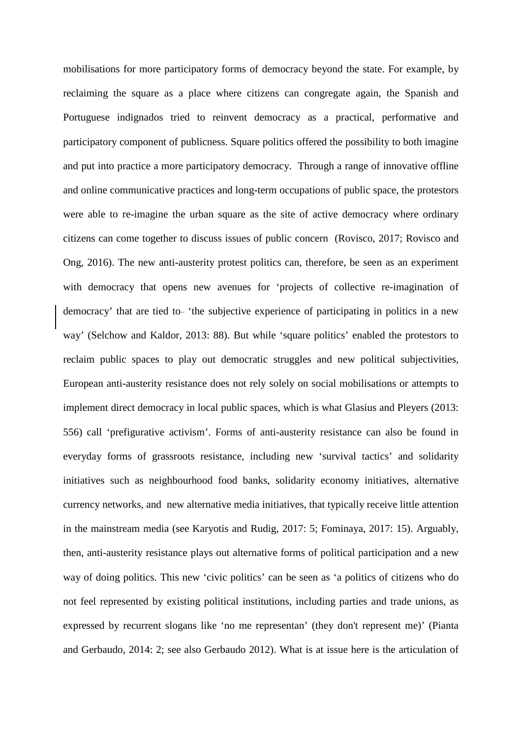mobilisations for more participatory forms of democracy beyond the state. For example, by reclaiming the square as a place where citizens can congregate again, the Spanish and Portuguese indignados tried to reinvent democracy as a practical, performative and participatory component of publicness. Square politics offered the possibility to both imagine and put into practice a more participatory democracy. Through a range of innovative offline and online communicative practices and long-term occupations of public space, the protestors were able to re-imagine the urban square as the site of active democracy where ordinary citizens can come together to discuss issues of public concern (Rovisco, 2017; Rovisco and Ong, 2016). The new anti-austerity protest politics can, therefore, be seen as an experiment with democracy that opens new avenues for 'projects of collective re-imagination of democracy' that are tied to 'the subjective experience of participating in politics in a new way' (Selchow and Kaldor, 2013: 88). But while 'square politics' enabled the protestors to reclaim public spaces to play out democratic struggles and new political subjectivities, European anti-austerity resistance does not rely solely on social mobilisations or attempts to implement direct democracy in local public spaces, which is what Glasius and Pleyers (2013: 556) call 'prefigurative activism'. Forms of anti-austerity resistance can also be found in everyday forms of grassroots resistance, including new 'survival tactics' and solidarity initiatives such as neighbourhood food banks, solidarity economy initiatives, alternative currency networks, and new alternative media initiatives, that typically receive little attention in the mainstream media (see Karyotis and Rudig, 2017: 5; Fominaya, 2017: 15). Arguably, then, anti-austerity resistance plays out alternative forms of political participation and a new way of doing politics. This new 'civic politics' can be seen as 'a politics of citizens who do not feel represented by existing political institutions, including parties and trade unions, as expressed by recurrent slogans like 'no me representan' (they don't represent me)' (Pianta and Gerbaudo, 2014: 2; see also Gerbaudo 2012). What is at issue here is the articulation of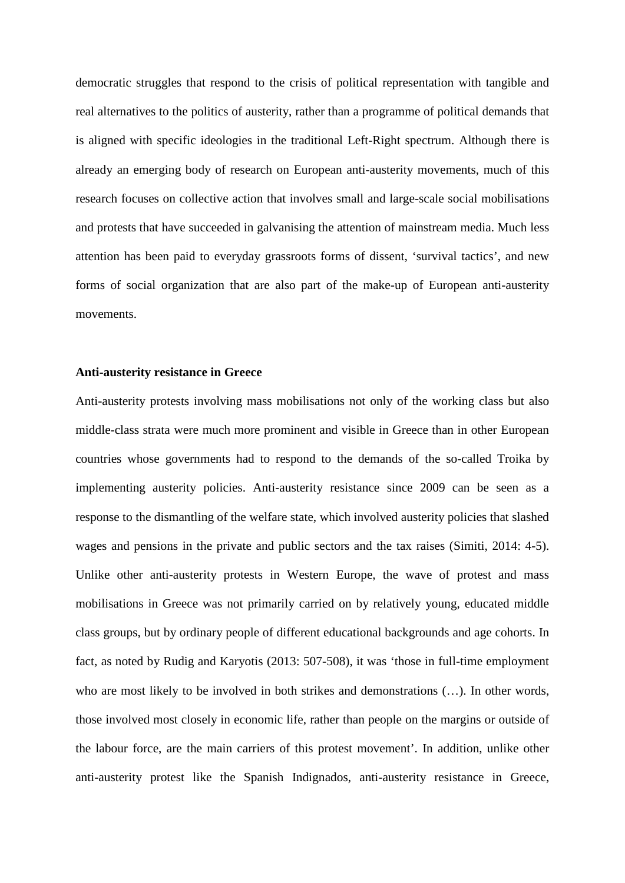democratic struggles that respond to the crisis of political representation with tangible and real alternatives to the politics of austerity, rather than a programme of political demands that is aligned with specific ideologies in the traditional Left-Right spectrum. Although there is already an emerging body of research on European anti-austerity movements, much of this research focuses on collective action that involves small and large-scale social mobilisations and protests that have succeeded in galvanising the attention of mainstream media. Much less attention has been paid to everyday grassroots forms of dissent, 'survival tactics', and new forms of social organization that are also part of the make-up of European anti-austerity movements.

**Anti-austerity resistance in Greece**

Anti-austerity protests involving mass mobilisations not only of the working class but also middle-class strata were much more prominent and visible in Greece than in other European countries whose governments had to respond to the demands of the so-called Troika by implementing austerity policies. Anti-austerity resistance since 2009 can be seen as a response to the dismantling of the welfare state, which involved austerity policies that slashed wages and pensions in the private and public sectors and the tax raises (Simiti, 2014: 4-5). Unlike other anti-austerity protests in Western Europe, the wave of protest and mass mobilisations in Greece was not primarily carried on by relatively young, educated middle class groups, but by ordinary people of different educational backgrounds and age cohorts. In fact, as noted by Rudig and Karyotis (2013: 507-508), it was 'those in full-time employment who are most likely to be involved in both strikes and demonstrations (…). In other words, those involved most closely in economic life, rather than people on the margins or outside of the labour force, are the main carriers of this protest movement'. In addition, unlike other anti-austerity protest like the Spanish Indignados, anti-austerity resistance in Greece,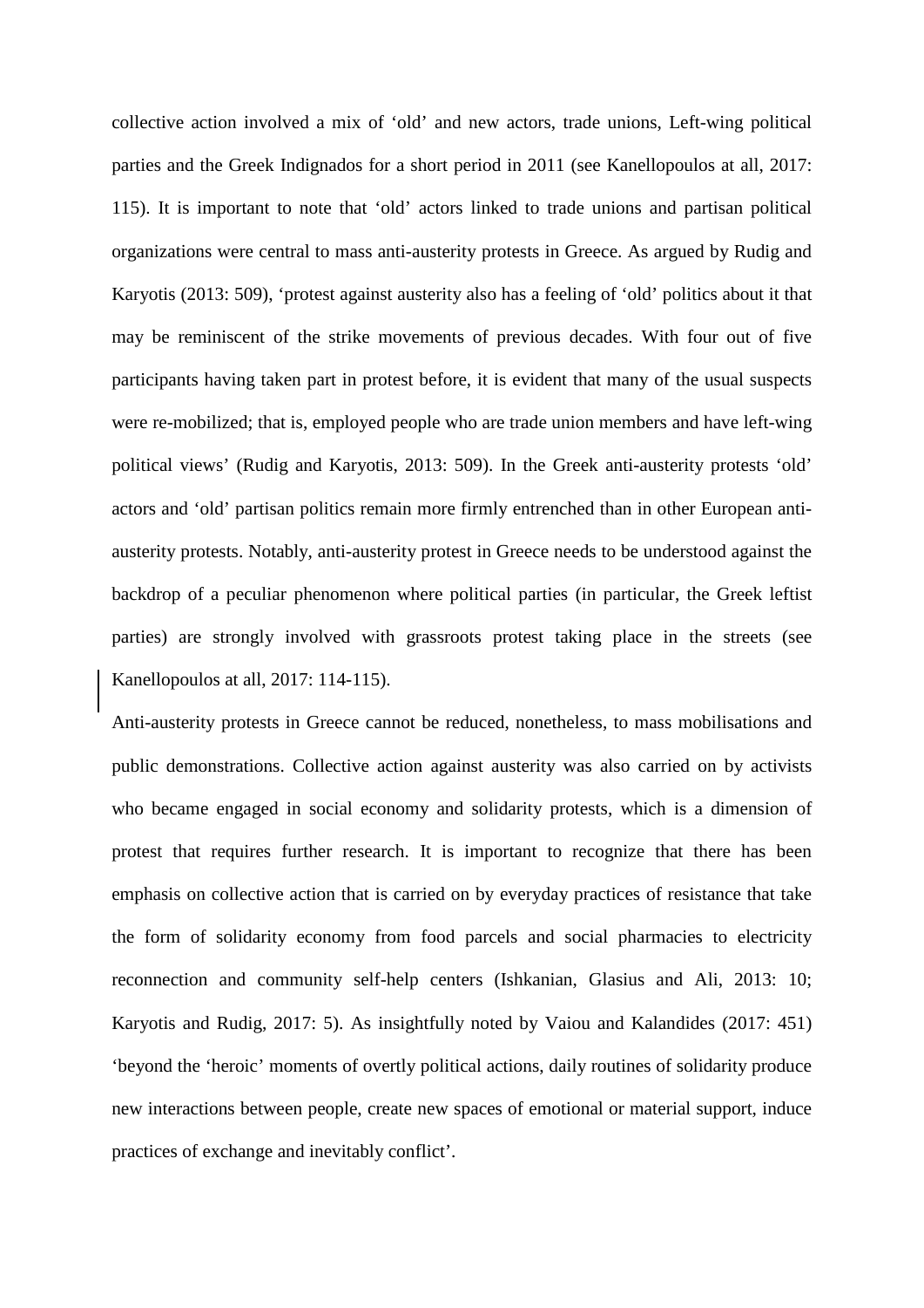collective action involved a mix of 'old' and new actors, trade unions, Left-wing political parties and the Greek Indignados for a short period in 2011 (see Kanellopoulos at all, 2017: 115). It is important to note that 'old' actors linked to trade unions and partisan political organizations were central to mass anti-austerity protests in Greece. As argued by Rudig and Karyotis (2013: 509), 'protest against austerity also has a feeling of 'old' politics about it that may be reminiscent of the strike movements of previous decades. With four out of five participants having taken part in protest before, it is evident that many of the usual suspects were re-mobilized; that is, employed people who are trade union members and have left-wing political views' (Rudig and Karyotis, 2013: 509). In the Greek anti-austerity protests 'old' actors and 'old' partisan politics remain more firmly entrenched than in other European anti-austerity protests. Notably, anti-austerity protest in Greece needs to be understood against the backdrop of a peculiar phenomenon where political parties (in particular, the Greek leftist parties) are strongly involved with grassroots protest taking place in the streets (see Kanellopoulos at all, 2017: 114-115).

Anti-austerity protests in Greece cannot be reduced, nonetheless, to mass mobilisations and public demonstrations. Collective action against austerity was also carried on by activists who became engaged in social economy and solidarity protests, which is a dimension of protest that requires further research. It is important to recognize that there has been emphasis on collective action that is carried on by everyday practices of resistance that take the form of solidarity economy from food parcels and social pharmacies to electricity reconnection and community self-help centers (Ishkanian, Glasius and Ali, 2013: 10; Karyotis and Rudig, 2017: 5). As insightfully noted by Vaiou and Kalandides (2017: 451) 'beyond the 'heroic' moments of overtly political actions, daily routines of solidarity produce new interactions between people, create new spaces of emotional or material support, induce practices of exchange and inevitably conflict'.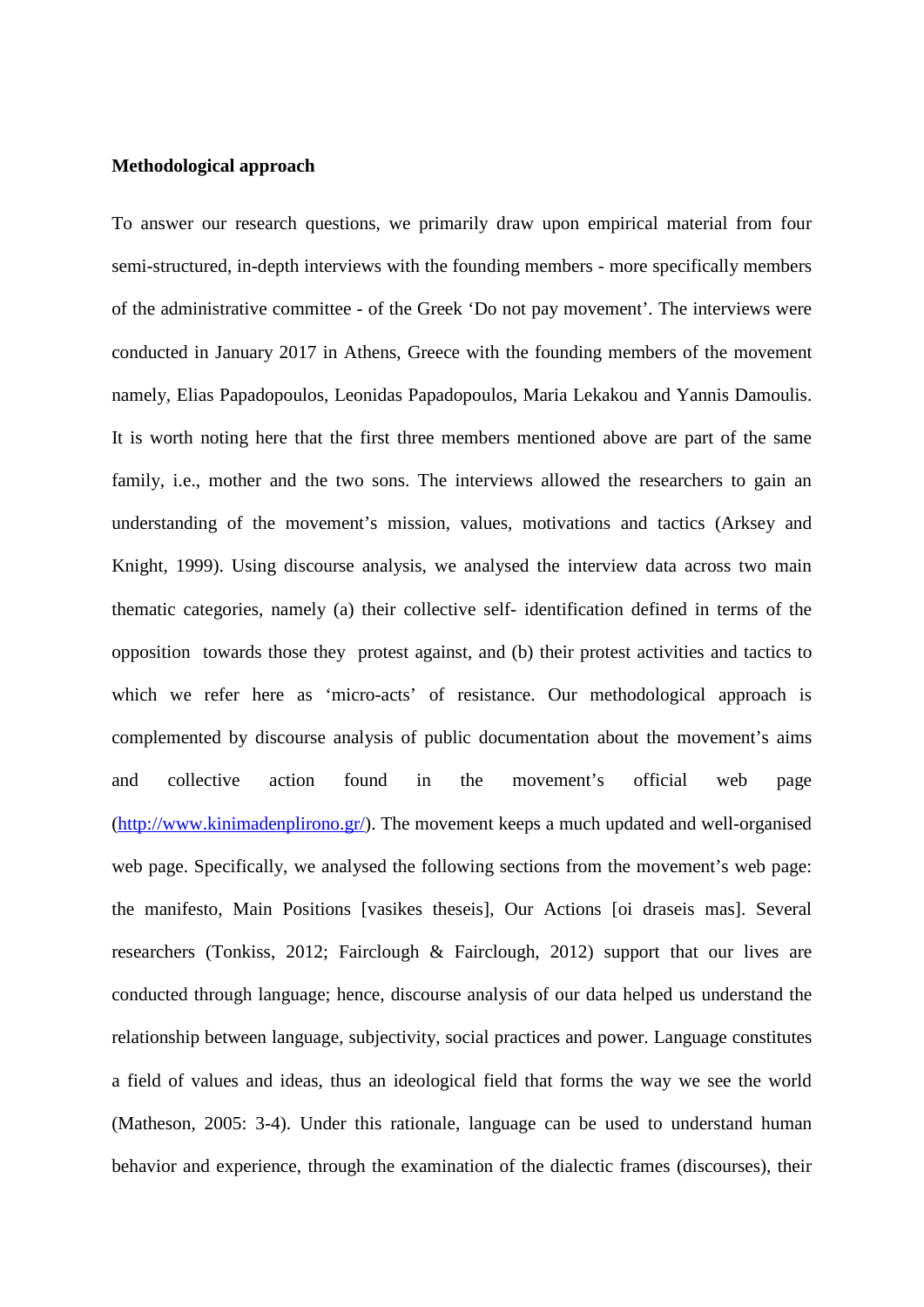**Methodological approach**

To answer our research questions, we primarily draw upon empirical material from four semi-structured, in-depth interviews with the founding members - more specifically members of the administrative committee - of the Greek 'Do not pay movement'. The interviews were conducted in January 2017 in Athens, Greece with the founding members of the movement namely, Elias Papadopoulos, Leonidas Papadopoulos, Maria Lekakou and Yannis Damoulis. It is worth noting here that the first three members mentioned above are part of the same family, i.e., mother and the two sons. The interviews allowed the researchers to gain an understanding of the movement's mission, values, motivations and tactics (Arksey and Knight, 1999). Using discourse analysis, we analysed the interview data across two main thematic categories, namely (a) their collective self- identification defined in terms of the opposition towards those they protest against, and (b) their protest activities and tactics to which we refer here as 'micro-acts' of resistance. Our methodological approach is complemented by discourse analysis of public documentation about the movement's aims and collective action found in the movement's official web page (http://www.kinimadenplirono.gr/). The movement keeps a much updated and well-organised web page. Specifically, we analysed the following sections from the movement's web page: the manifesto, Main Positions [vasikes theseis], Our Actions [oi draseis mas]. Several researchers (Tonkiss, 2012; Fairclough & Fairclough, 2012) support that our lives are conducted through language; hence, discourse analysis of our data helped us understand the relationship between language, subjectivity, social practices and power. Language constitutes a field of values and ideas, thus an ideological field that forms the way we see the world (Matheson, 2005: 3-4). Under this rationale, language can be used to understand human behavior and experience, through the examination of the dialectic frames (discourses), their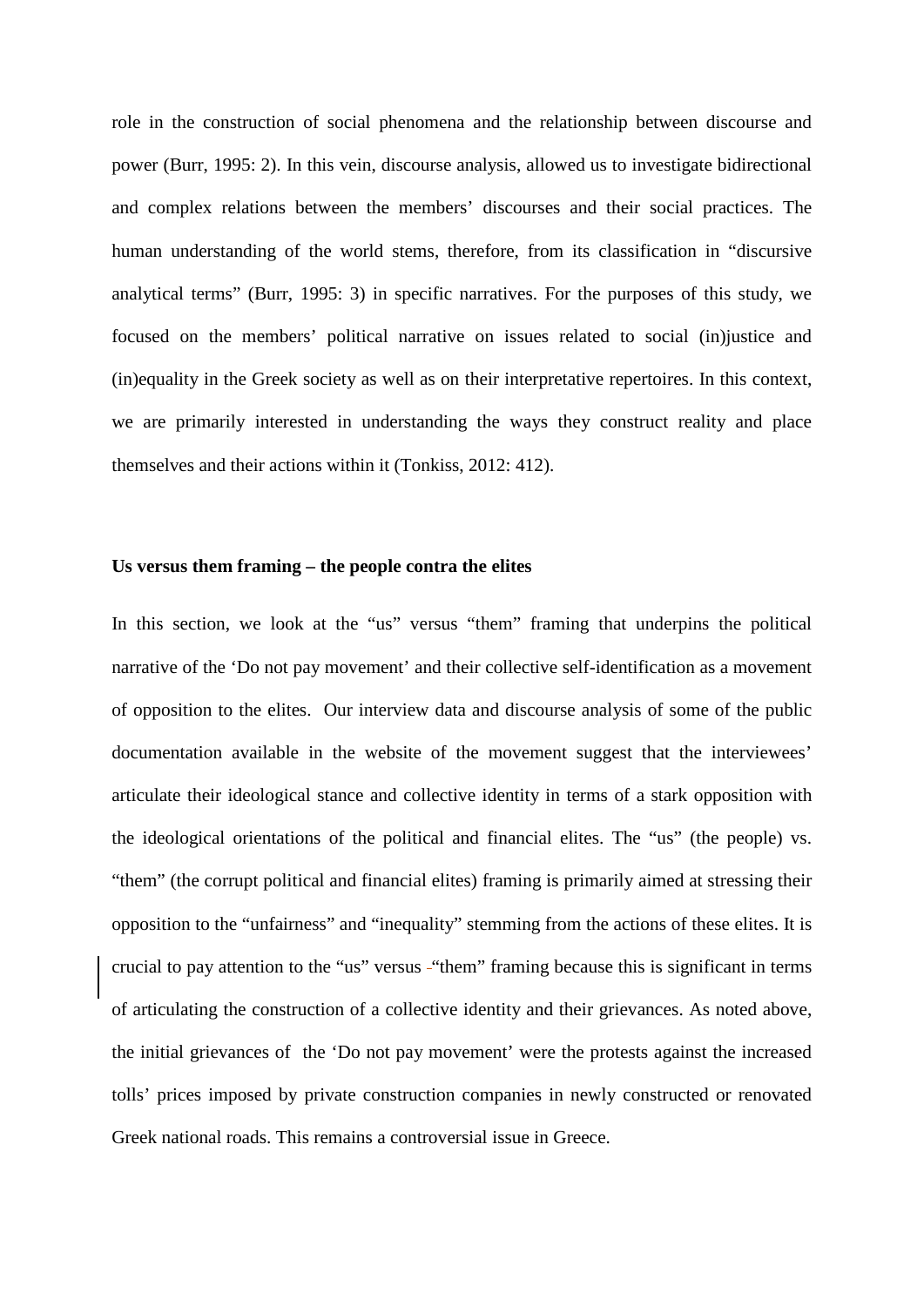role in the construction of social phenomena and the relationship between discourse and power (Burr, 1995: 2). In this vein, discourse analysis, allowed us to investigate bidirectional and complex relations between the members' discourses and their social practices. The human understanding of the world stems, therefore, from its classification in "discursive analytical terms" (Burr, 1995: 3) in specific narratives. For the purposes of this study, we focused on the members' political narrative on issues related to social (in)justice and (in)equality in the Greek society as well as on their interpretative repertoires. In this context, we are primarily interested in understanding the ways they construct reality and place themselves and their actions within it (Tonkiss, 2012: 412).

**Us versus them framing – the people contra the elites**

In this section, we look at the "us" versus "them" framing that underpins the political narrative of the 'Do not pay movement' and their collective self-identification as a movement of opposition to the elites. Our interview data and discourse analysis of some of the public documentation available in the website of the movement suggest that the interviewees' articulate their ideological stance and collective identity in terms of a stark opposition with the ideological orientations of the political and financial elites. The "us" (the people) vs. "them" (the corrupt political and financial elites) framing is primarily aimed at stressing their opposition to the "unfairness" and "inequality" stemming from the actions of these elites. It is crucial to pay attention to the "us" versus "them" framing because this is significant in terms of articulating the construction of a collective identity and their grievances. As noted above, the initial grievances of the 'Do not pay movement' were the protests against the increased tolls' prices imposed by private construction companies in newly constructed or renovated Greek national roads. This remains a controversial issue in Greece.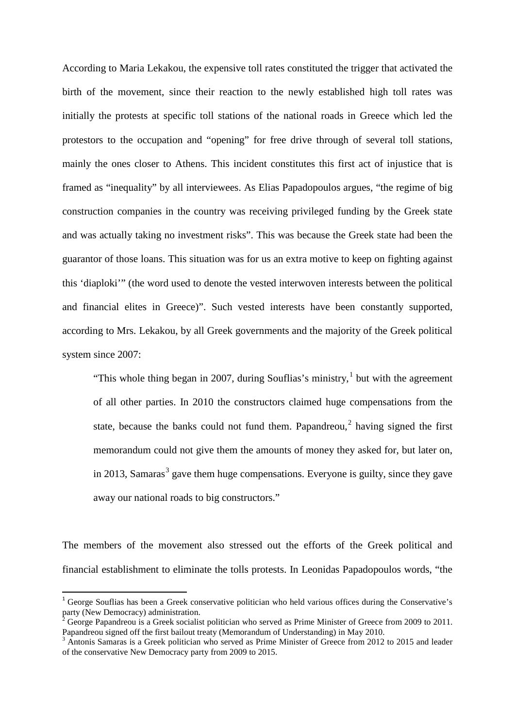According to Maria Lekakou, the expensive toll rates constituted the trigger that activated the birth of the movement, since their reaction to the newly established high toll rates was initially the protests at specific toll stations of the national roads in Greece which led the protestors to the occupation and "opening" for free drive through of several toll stations, mainly the ones closer to Athens. This incident constitutes this first act of injustice that is framed as "inequality" by all interviewees. As Elias Papadopoulos argues, "the regime of big construction companies in the country was receiving privileged funding by the Greek state and was actually taking no investment risks". This was because the Greek state had been the guarantor of those loans. This situation was for us an extra motive to keep on fighting against this 'diaploki'" (the word used to denote the vested interwoven interests between the political and financial elites in Greece)". Such vested interests have been constantly supported, according to Mrs. Lekakou, by all Greek governments and the majority of the Greek political system since 2007:

> "This whole thing began in 2007, during Souflias's ministry,[1] but with the agreement of all other parties. In 2010 the constructors claimed huge compensations from the state, because the banks could not fund them. Papandreou,[2] having signed the first memorandum could not give them the amounts of money they asked for, but later on, in 2013, Samaras[3] gave them huge compensations. Everyone is guilty, since they gave away our national roads to big constructors."

The members of the movement also stressed out the efforts of the Greek political and financial establishment to eliminate the tolls protests. In Leonidas Papadopoulos words, "the

---

[1] George Souflias has been a Greek conservative politician who held various offices during the Conservative's party (New Democracy) administration.

[2] George Papandreou is a Greek socialist politician who served as Prime Minister of Greece from 2009 to 2011. Papandreou signed off the first bailout treaty (Memorandum of Understanding) in May 2010.

[3] Antonis Samaras is a Greek politician who served as Prime Minister of Greece from 2012 to 2015 and leader of the conservative New Democracy party from 2009 to 2015.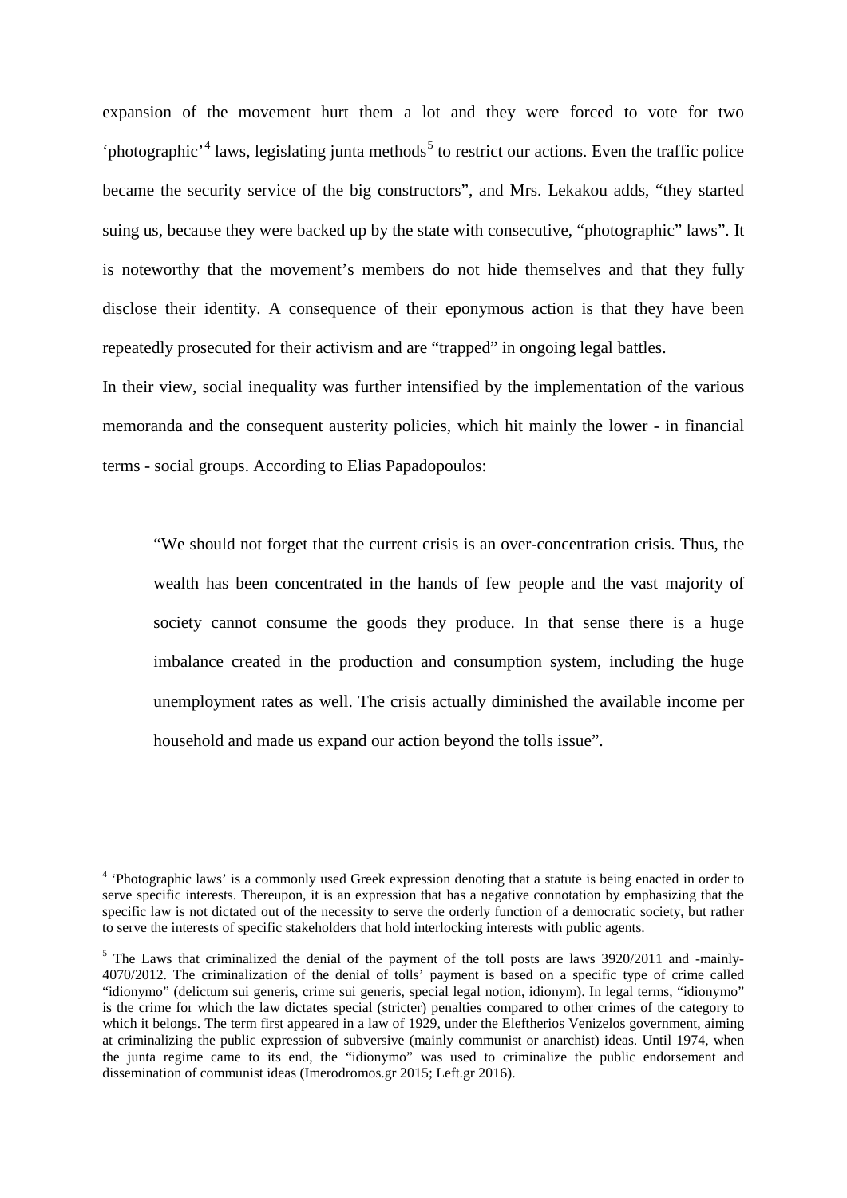expansion of the movement hurt them a lot and they were forced to vote for two 'photographic'[4] laws, legislating junta methods[5] to restrict our actions. Even the traffic police became the security service of the big constructors", and Mrs. Lekakou adds, "they started suing us, because they were backed up by the state with consecutive, "photographic" laws". It is noteworthy that the movement's members do not hide themselves and that they fully disclose their identity. A consequence of their eponymous action is that they have been repeatedly prosecuted for their activism and are "trapped" in ongoing legal battles.

In their view, social inequality was further intensified by the implementation of the various memoranda and the consequent austerity policies, which hit mainly the lower - in financial terms - social groups. According to Elias Papadopoulos:

> "We should not forget that the current crisis is an over-concentration crisis. Thus, the wealth has been concentrated in the hands of few people and the vast majority of society cannot consume the goods they produce. In that sense there is a huge imbalance created in the production and consumption system, including the huge unemployment rates as well. The crisis actually diminished the available income per household and made us expand our action beyond the tolls issue".

---

[4] 'Photographic laws' is a commonly used Greek expression denoting that a statute is being enacted in order to serve specific interests. Thereupon, it is an expression that has a negative connotation by emphasizing that the specific law is not dictated out of the necessity to serve the orderly function of a democratic society, but rather to serve the interests of specific stakeholders that hold interlocking interests with public agents.

[5] The Laws that criminalized the denial of the payment of the toll posts are laws 3920/2011 and -mainly- 4070/2012. The criminalization of the denial of tolls' payment is based on a specific type of crime called "idionymo" (delictum sui generis, crime sui generis, special legal notion, idionym). In legal terms, "idionymo" is the crime for which the law dictates special (stricter) penalties compared to other crimes of the category to which it belongs. The term first appeared in a law of 1929, under the Eleftherios Venizelos government, aiming at criminalizing the public expression of subversive (mainly communist or anarchist) ideas. Until 1974, when the junta regime came to its end, the "idionymo" was used to criminalize the public endorsement and dissemination of communist ideas (Imerodromos.gr 2015; Left.gr 2016).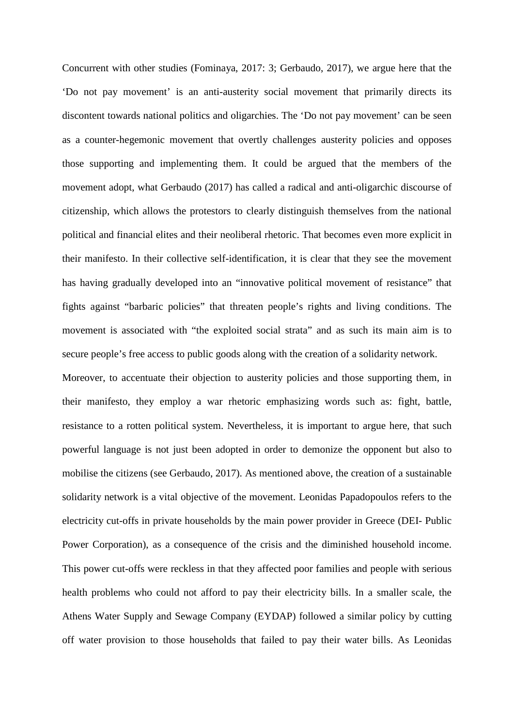Concurrent with other studies (Fominaya, 2017: 3; Gerbaudo, 2017), we argue here that the 'Do not pay movement' is an anti-austerity social movement that primarily directs its discontent towards national politics and oligarchies. The 'Do not pay movement' can be seen as a counter-hegemonic movement that overtly challenges austerity policies and opposes those supporting and implementing them. It could be argued that the members of the movement adopt, what Gerbaudo (2017) has called a radical and anti-oligarchic discourse of citizenship, which allows the protestors to clearly distinguish themselves from the national political and financial elites and their neoliberal rhetoric. That becomes even more explicit in their manifesto. In their collective self-identification, it is clear that they see the movement has having gradually developed into an "innovative political movement of resistance" that fights against "barbaric policies" that threaten people's rights and living conditions. The movement is associated with "the exploited social strata" and as such its main aim is to secure people's free access to public goods along with the creation of a solidarity network.

Moreover, to accentuate their objection to austerity policies and those supporting them, in their manifesto, they employ a war rhetoric emphasizing words such as: fight, battle, resistance to a rotten political system. Nevertheless, it is important to argue here, that such powerful language is not just been adopted in order to demonize the opponent but also to mobilise the citizens (see Gerbaudo, 2017). As mentioned above, the creation of a sustainable solidarity network is a vital objective of the movement. Leonidas Papadopoulos refers to the electricity cut-offs in private households by the main power provider in Greece (DEI- Public Power Corporation), as a consequence of the crisis and the diminished household income. This power cut-offs were reckless in that they affected poor families and people with serious health problems who could not afford to pay their electricity bills. In a smaller scale, the Athens Water Supply and Sewage Company (EYDAP) followed a similar policy by cutting off water provision to those households that failed to pay their water bills. As Leonidas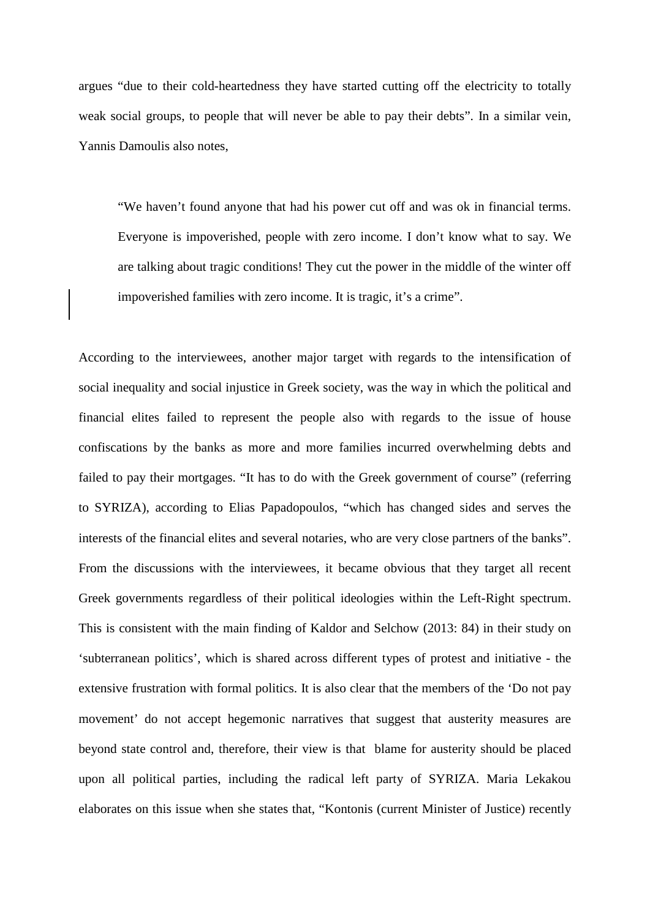argues “due to their cold-heartedness they have started cutting off the electricity to totally weak social groups, to people that will never be able to pay their debts”. In a similar vein, Yannis Damoulis also notes,

> “We haven’t found anyone that had his power cut off and was ok in financial terms. Everyone is impoverished, people with zero income. I don’t know what to say. We are talking about tragic conditions! They cut the power in the middle of the winter off impoverished families with zero income. It is tragic, it’s a crime”.

According to the interviewees, another major target with regards to the intensification of social inequality and social injustice in Greek society, was the way in which the political and financial elites failed to represent the people also with regards to the issue of house confiscations by the banks as more and more families incurred overwhelming debts and failed to pay their mortgages. “It has to do with the Greek government of course” (referring to SYRIZA), according to Elias Papadopoulos, “which has changed sides and serves the interests of the financial elites and several notaries, who are very close partners of the banks”. From the discussions with the interviewees, it became obvious that they target all recent Greek governments regardless of their political ideologies within the Left-Right spectrum. This is consistent with the main finding of Kaldor and Selchow (2013: 84) in their study on ‘subterranean politics’, which is shared across different types of protest and initiative - the extensive frustration with formal politics. It is also clear that the members of the ‘Do not pay movement’ do not accept hegemonic narratives that suggest that austerity measures are beyond state control and, therefore, their view is that blame for austerity should be placed upon all political parties, including the radical left party of SYRIZA. Maria Lekakou elaborates on this issue when she states that, “Kontonis (current Minister of Justice) recently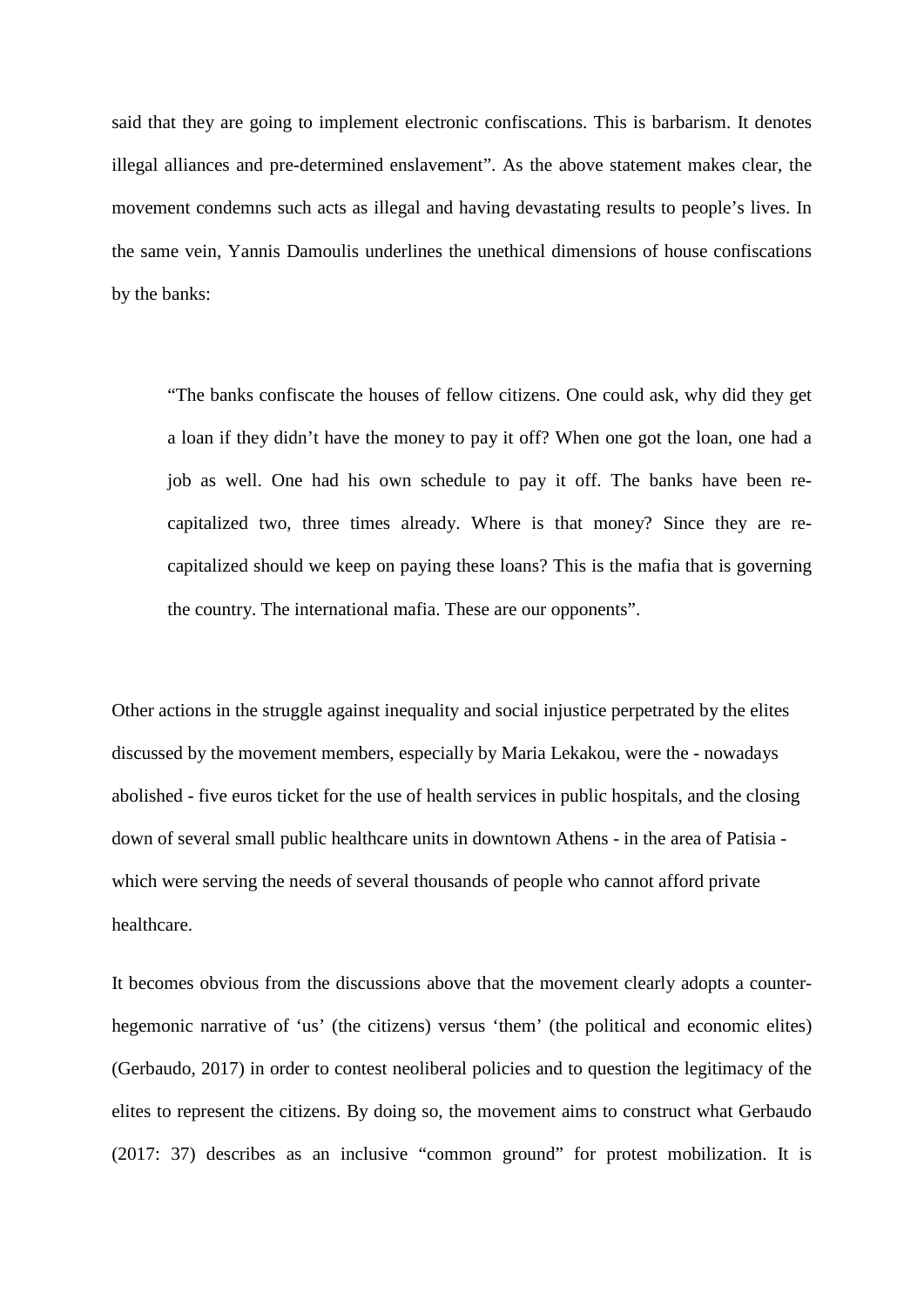said that they are going to implement electronic confiscations. This is barbarism. It denotes illegal alliances and pre-determined enslavement". As the above statement makes clear, the movement condemns such acts as illegal and having devastating results to people's lives. In the same vein, Yannis Damoulis underlines the unethical dimensions of house confiscations by the banks:

> "The banks confiscate the houses of fellow citizens. One could ask, why did they get a loan if they didn't have the money to pay it off? When one got the loan, one had a job as well. One had his own schedule to pay it off. The banks have been re-capitalized two, three times already. Where is that money? Since they are re-capitalized should we keep on paying these loans? This is the mafia that is governing the country. The international mafia. These are our opponents".

Other actions in the struggle against inequality and social injustice perpetrated by the elites discussed by the movement members, especially by Maria Lekakou, were the - nowadays abolished - five euros ticket for the use of health services in public hospitals, and the closing down of several small public healthcare units in downtown Athens - in the area of Patisia - which were serving the needs of several thousands of people who cannot afford private healthcare.

It becomes obvious from the discussions above that the movement clearly adopts a counter-hegemonic narrative of 'us' (the citizens) versus 'them' (the political and economic elites) (Gerbaudo, 2017) in order to contest neoliberal policies and to question the legitimacy of the elites to represent the citizens. By doing so, the movement aims to construct what Gerbaudo (2017: 37) describes as an inclusive "common ground" for protest mobilization. It is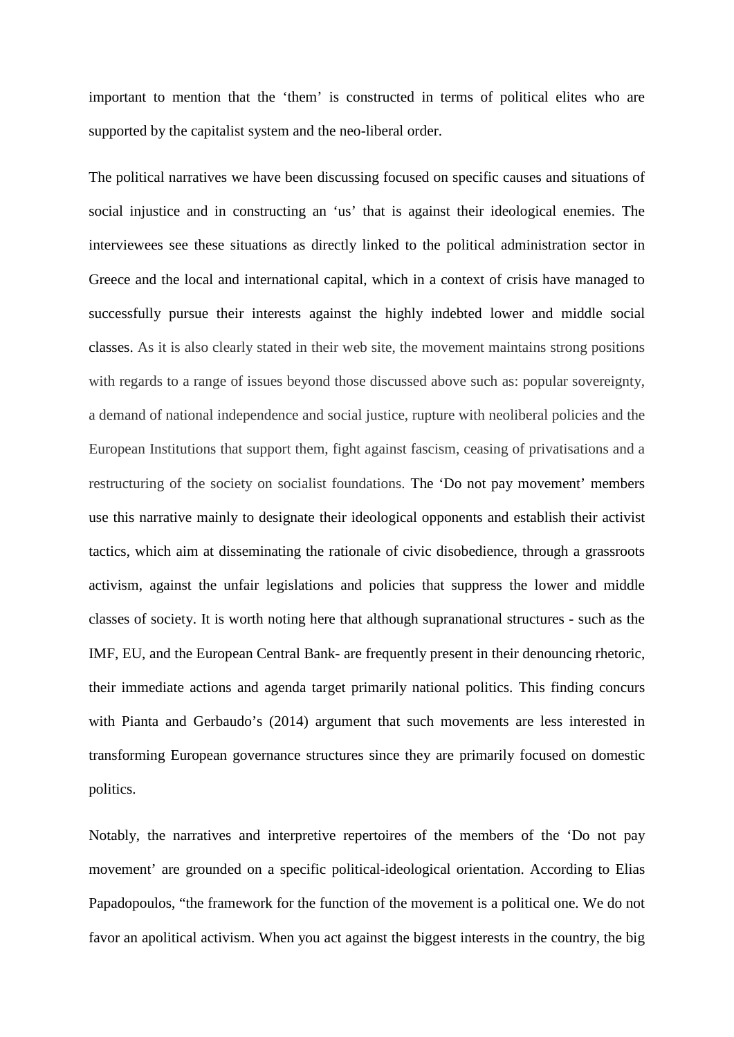important to mention that the 'them' is constructed in terms of political elites who are supported by the capitalist system and the neo-liberal order.

The political narratives we have been discussing focused on specific causes and situations of social injustice and in constructing an 'us' that is against their ideological enemies. The interviewees see these situations as directly linked to the political administration sector in Greece and the local and international capital, which in a context of crisis have managed to successfully pursue their interests against the highly indebted lower and middle social classes. As it is also clearly stated in their web site, the movement maintains strong positions with regards to a range of issues beyond those discussed above such as: popular sovereignty, a demand of national independence and social justice, rupture with neoliberal policies and the European Institutions that support them, fight against fascism, ceasing of privatisations and a restructuring of the society on socialist foundations. The 'Do not pay movement' members use this narrative mainly to designate their ideological opponents and establish their activist tactics, which aim at disseminating the rationale of civic disobedience, through a grassroots activism, against the unfair legislations and policies that suppress the lower and middle classes of society. It is worth noting here that although supranational structures - such as the IMF, EU, and the European Central Bank- are frequently present in their denouncing rhetoric, their immediate actions and agenda target primarily national politics. This finding concurs with Pianta and Gerbaudo's (2014) argument that such movements are less interested in transforming European governance structures since they are primarily focused on domestic politics.

Notably, the narratives and interpretive repertoires of the members of the 'Do not pay movement' are grounded on a specific political-ideological orientation. According to Elias Papadopoulos, "the framework for the function of the movement is a political one. We do not favor an apolitical activism. When you act against the biggest interests in the country, the big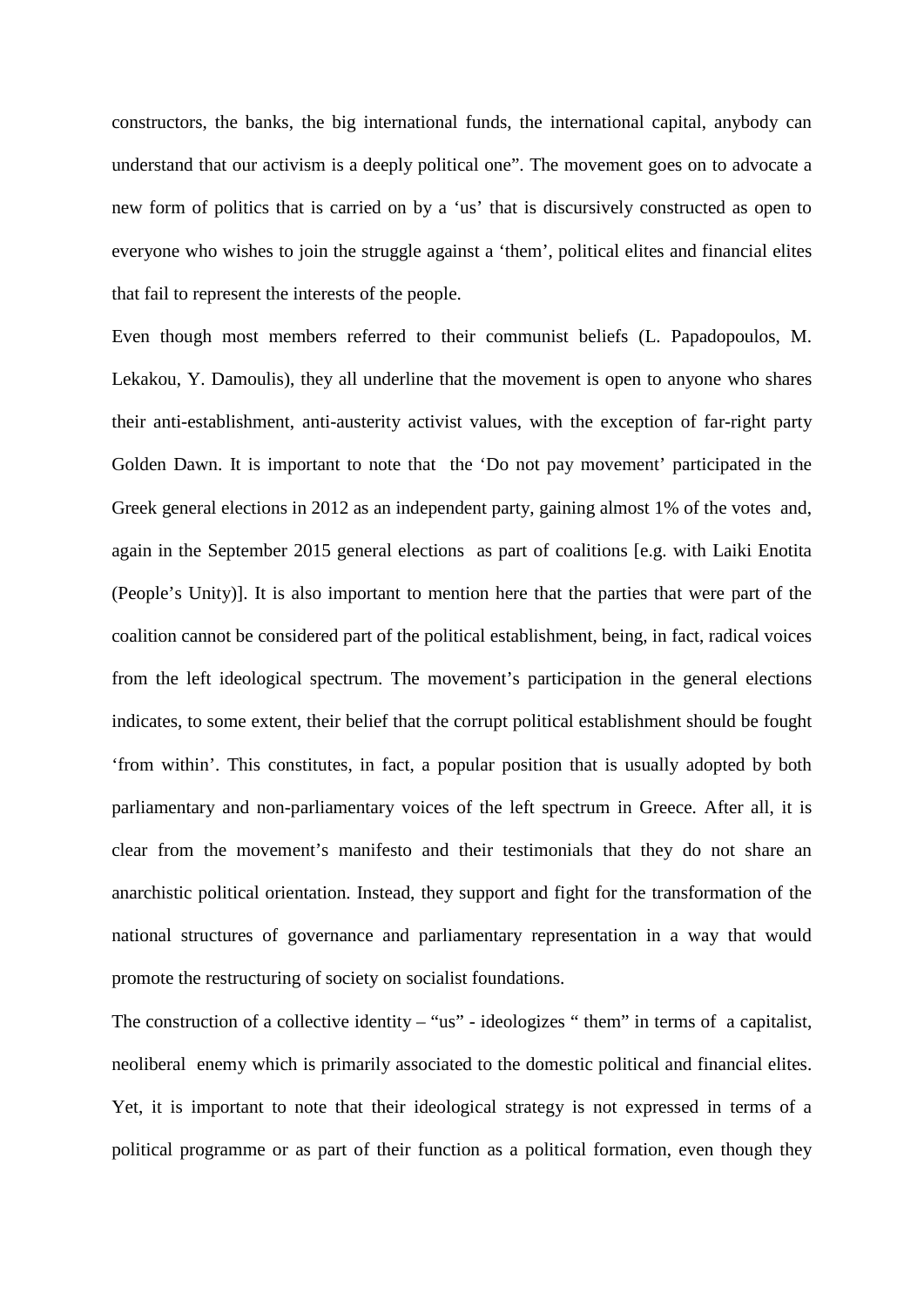constructors, the banks, the big international funds, the international capital, anybody can understand that our activism is a deeply political one". The movement goes on to advocate a new form of politics that is carried on by a 'us' that is discursively constructed as open to everyone who wishes to join the struggle against a 'them', political elites and financial elites that fail to represent the interests of the people.

Even though most members referred to their communist beliefs (L. Papadopoulos, M. Lekakou, Y. Damoulis), they all underline that the movement is open to anyone who shares their anti-establishment, anti-austerity activist values, with the exception of far-right party Golden Dawn. It is important to note that the 'Do not pay movement' participated in the Greek general elections in 2012 as an independent party, gaining almost 1% of the votes and, again in the September 2015 general elections as part of coalitions [e.g. with Laiki Enotita (People's Unity)]. It is also important to mention here that the parties that were part of the coalition cannot be considered part of the political establishment, being, in fact, radical voices from the left ideological spectrum. The movement's participation in the general elections indicates, to some extent, their belief that the corrupt political establishment should be fought 'from within'. This constitutes, in fact, a popular position that is usually adopted by both parliamentary and non-parliamentary voices of the left spectrum in Greece. After all, it is clear from the movement's manifesto and their testimonials that they do not share an anarchistic political orientation. Instead, they support and fight for the transformation of the national structures of governance and parliamentary representation in a way that would promote the restructuring of society on socialist foundations.

The construction of a collective identity – "us" - ideologizes " them" in terms of a capitalist, neoliberal enemy which is primarily associated to the domestic political and financial elites. Yet, it is important to note that their ideological strategy is not expressed in terms of a political programme or as part of their function as a political formation, even though they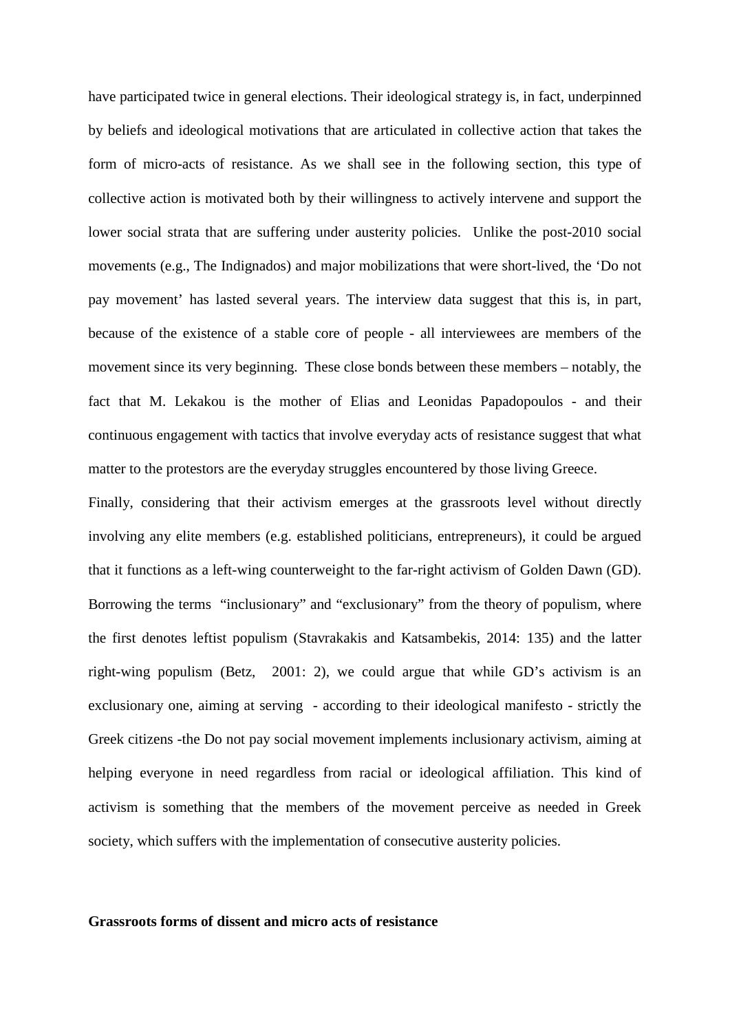have participated twice in general elections. Their ideological strategy is, in fact, underpinned by beliefs and ideological motivations that are articulated in collective action that takes the form of micro-acts of resistance. As we shall see in the following section, this type of collective action is motivated both by their willingness to actively intervene and support the lower social strata that are suffering under austerity policies. Unlike the post-2010 social movements (e.g., The Indignados) and major mobilizations that were short-lived, the 'Do not pay movement' has lasted several years. The interview data suggest that this is, in part, because of the existence of a stable core of people - all interviewees are members of the movement since its very beginning. These close bonds between these members – notably, the fact that M. Lekakou is the mother of Elias and Leonidas Papadopoulos - and their continuous engagement with tactics that involve everyday acts of resistance suggest that what matter to the protestors are the everyday struggles encountered by those living Greece.

Finally, considering that their activism emerges at the grassroots level without directly involving any elite members (e.g. established politicians, entrepreneurs), it could be argued that it functions as a left-wing counterweight to the far-right activism of Golden Dawn (GD). Borrowing the terms "inclusionary" and "exclusionary" from the theory of populism, where the first denotes leftist populism (Stavrakakis and Katsambekis, 2014: 135) and the latter right-wing populism (Betz, 2001: 2), we could argue that while GD's activism is an exclusionary one, aiming at serving - according to their ideological manifesto - strictly the Greek citizens -the Do not pay social movement implements inclusionary activism, aiming at helping everyone in need regardless from racial or ideological affiliation. This kind of activism is something that the members of the movement perceive as needed in Greek society, which suffers with the implementation of consecutive austerity policies.

**Grassroots forms of dissent and micro acts of resistance**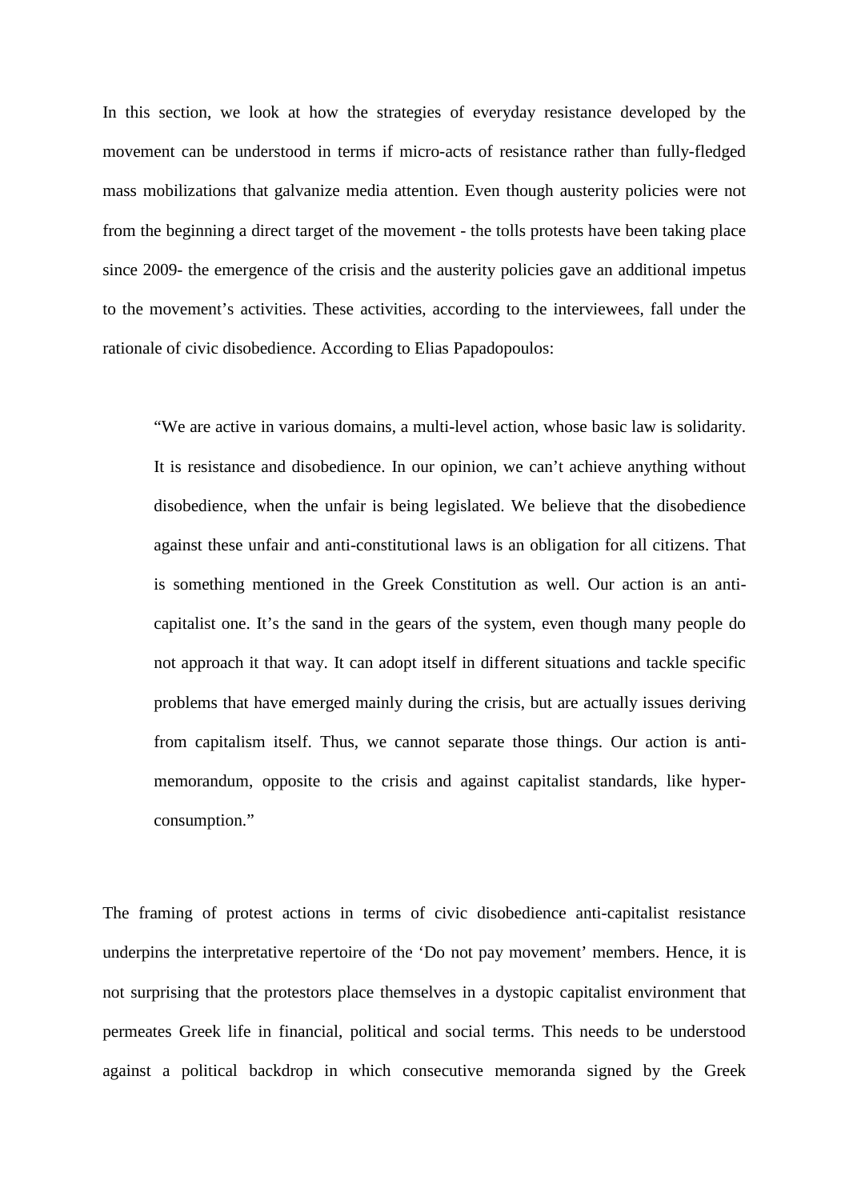In this section, we look at how the strategies of everyday resistance developed by the movement can be understood in terms if micro-acts of resistance rather than fully-fledged mass mobilizations that galvanize media attention. Even though austerity policies were not from the beginning a direct target of the movement - the tolls protests have been taking place since 2009- the emergence of the crisis and the austerity policies gave an additional impetus to the movement's activities. These activities, according to the interviewees, fall under the rationale of civic disobedience. According to Elias Papadopoulos:

> "We are active in various domains, a multi-level action, whose basic law is solidarity. It is resistance and disobedience. In our opinion, we can't achieve anything without disobedience, when the unfair is being legislated. We believe that the disobedience against these unfair and anti-constitutional laws is an obligation for all citizens. That is something mentioned in the Greek Constitution as well. Our action is an anti-capitalist one. It's the sand in the gears of the system, even though many people do not approach it that way. It can adopt itself in different situations and tackle specific problems that have emerged mainly during the crisis, but are actually issues deriving from capitalism itself. Thus, we cannot separate those things. Our action is anti-memorandum, opposite to the crisis and against capitalist standards, like hyper-consumption."

The framing of protest actions in terms of civic disobedience anti-capitalist resistance underpins the interpretative repertoire of the 'Do not pay movement' members. Hence, it is not surprising that the protestors place themselves in a dystopic capitalist environment that permeates Greek life in financial, political and social terms. This needs to be understood against a political backdrop in which consecutive memoranda signed by the Greek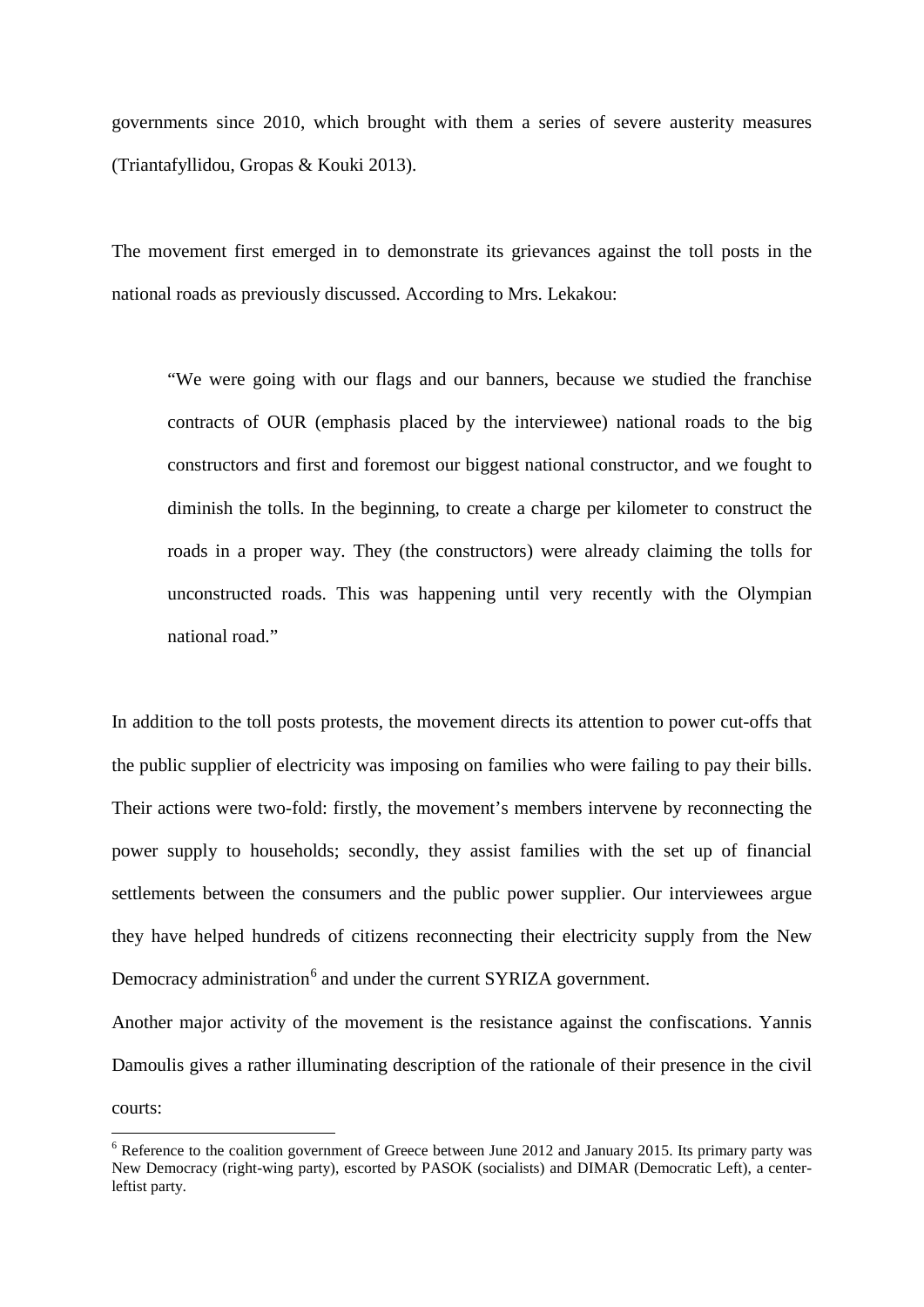governments since 2010, which brought with them a series of severe austerity measures (Triantafyllidou, Gropas & Kouki 2013).

The movement first emerged in to demonstrate its grievances against the toll posts in the national roads as previously discussed. According to Mrs. Lekakou:

> "We were going with our flags and our banners, because we studied the franchise contracts of OUR (emphasis placed by the interviewee) national roads to the big constructors and first and foremost our biggest national constructor, and we fought to diminish the tolls. In the beginning, to create a charge per kilometer to construct the roads in a proper way. They (the constructors) were already claiming the tolls for unconstructed roads. This was happening until very recently with the Olympian national road."

In addition to the toll posts protests, the movement directs its attention to power cut-offs that the public supplier of electricity was imposing on families who were failing to pay their bills. Their actions were two-fold: firstly, the movement's members intervene by reconnecting the power supply to households; secondly, they assist families with the set up of financial settlements between the consumers and the public power supplier. Our interviewees argue they have helped hundreds of citizens reconnecting their electricity supply from the New Democracy administration[6] and under the current SYRIZA government.

Another major activity of the movement is the resistance against the confiscations. Yannis Damoulis gives a rather illuminating description of the rationale of their presence in the civil courts:

---

[6] Reference to the coalition government of Greece between June 2012 and January 2015. Its primary party was New Democracy (right-wing party), escorted by PASOK (socialists) and DIMAR (Democratic Left), a center-leftist party.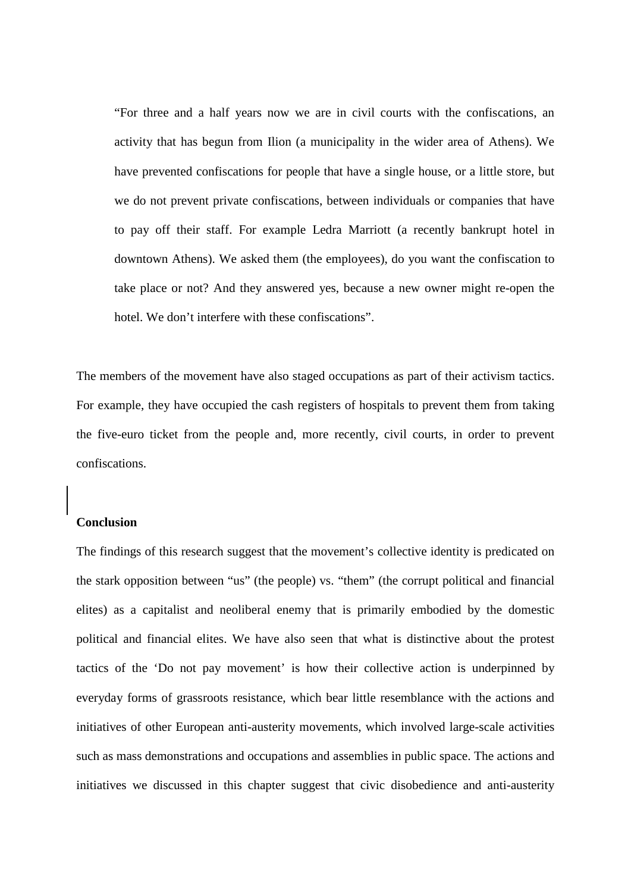> "For three and a half years now we are in civil courts with the confiscations, an activity that has begun from Ilion (a municipality in the wider area of Athens). We have prevented confiscations for people that have a single house, or a little store, but we do not prevent private confiscations, between individuals or companies that have to pay off their staff. For example Ledra Marriott (a recently bankrupt hotel in downtown Athens). We asked them (the employees), do you want the confiscation to take place or not? And they answered yes, because a new owner might re-open the hotel. We don't interfere with these confiscations".

The members of the movement have also staged occupations as part of their activism tactics. For example, they have occupied the cash registers of hospitals to prevent them from taking the five-euro ticket from the people and, more recently, civil courts, in order to prevent confiscations.

**Conclusion**

The findings of this research suggest that the movement's collective identity is predicated on the stark opposition between "us" (the people) vs. "them" (the corrupt political and financial elites) as a capitalist and neoliberal enemy that is primarily embodied by the domestic political and financial elites. We have also seen that what is distinctive about the protest tactics of the 'Do not pay movement' is how their collective action is underpinned by everyday forms of grassroots resistance, which bear little resemblance with the actions and initiatives of other European anti-austerity movements, which involved large-scale activities such as mass demonstrations and occupations and assemblies in public space. The actions and initiatives we discussed in this chapter suggest that civic disobedience and anti-austerity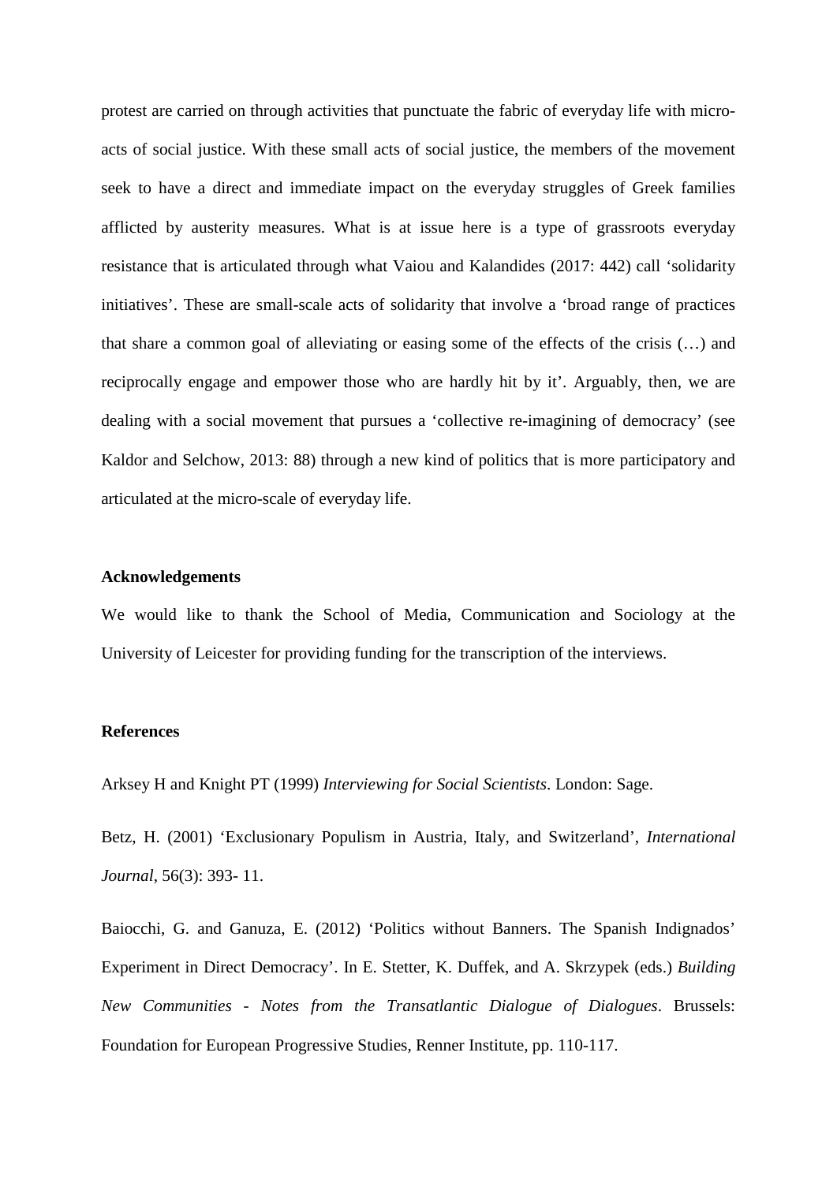protest are carried on through activities that punctuate the fabric of everyday life with micro-acts of social justice. With these small acts of social justice, the members of the movement seek to have a direct and immediate impact on the everyday struggles of Greek families afflicted by austerity measures. What is at issue here is a type of grassroots everyday resistance that is articulated through what Vaiou and Kalandides (2017: 442) call 'solidarity initiatives'. These are small-scale acts of solidarity that involve a 'broad range of practices that share a common goal of alleviating or easing some of the effects of the crisis (…) and reciprocally engage and empower those who are hardly hit by it'. Arguably, then, we are dealing with a social movement that pursues a 'collective re-imagining of democracy' (see Kaldor and Selchow, 2013: 88) through a new kind of politics that is more participatory and articulated at the micro-scale of everyday life.

**Acknowledgements**

We would like to thank the School of Media, Communication and Sociology at the University of Leicester for providing funding for the transcription of the interviews.

**References**

Arksey H and Knight PT (1999) *Interviewing for Social Scientists*. London: Sage.

Betz, H. (2001) 'Exclusionary Populism in Austria, Italy, and Switzerland', *International Journal*, 56(3): 393- 11.

Baiocchi, G. and Ganuza, E. (2012) 'Politics without Banners. The Spanish Indignados' Experiment in Direct Democracy'. In E. Stetter, K. Duffek, and A. Skrzypek (eds.) *Building New Communities - Notes from the Transatlantic Dialogue of Dialogues*. Brussels: Foundation for European Progressive Studies, Renner Institute, pp. 110-117.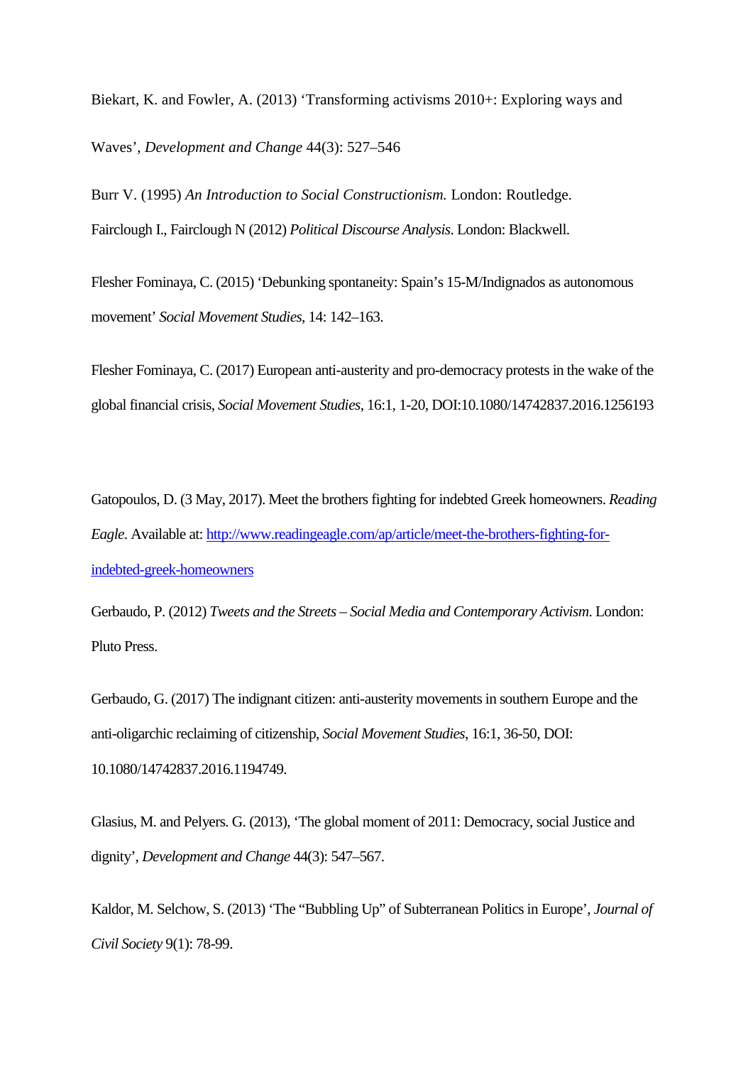Biekart, K. and Fowler, A. (2013) 'Transforming activisms 2010+: Exploring ways and Waves', *Development and Change* 44(3): 527–546

Burr V. (1995) *An Introduction to Social Constructionism.* London: Routledge.

Fairclough I., Fairclough N (2012) *Political Discourse Analysis*. London: Blackwell.

Flesher Fominaya, C. (2015) 'Debunking spontaneity: Spain's 15-M/Indignados as autonomous movement' *Social Movement Studies*, 14: 142–163.

Flesher Fominaya, C. (2017) European anti-austerity and pro-democracy protests in the wake of the global financial crisis, *Social Movement Studies*, 16:1, 1-20, DOI:10.1080/14742837.2016.1256193

Gatopoulos, D. (3 May, 2017). Meet the brothers fighting for indebted Greek homeowners. *Reading Eagle*. Available at: http://www.readingeagle.com/ap/article/meet-the-brothers-fighting-for-indebted-greek-homeowners

Gerbaudo, P. (2012) *Tweets and the Streets – Social Media and Contemporary Activism*. London: Pluto Press.

Gerbaudo, G. (2017) The indignant citizen: anti-austerity movements in southern Europe and the anti-oligarchic reclaiming of citizenship, *Social Movement Studies*, 16:1, 36-50, DOI: 10.1080/14742837.2016.1194749.

Glasius, M. and Pelyers. G. (2013), 'The global moment of 2011: Democracy, social Justice and dignity', *Development and Change* 44(3): 547–567.

Kaldor, M. Selchow, S. (2013) 'The "Bubbling Up" of Subterranean Politics in Europe', *Journal of Civil Society* 9(1): 78-99.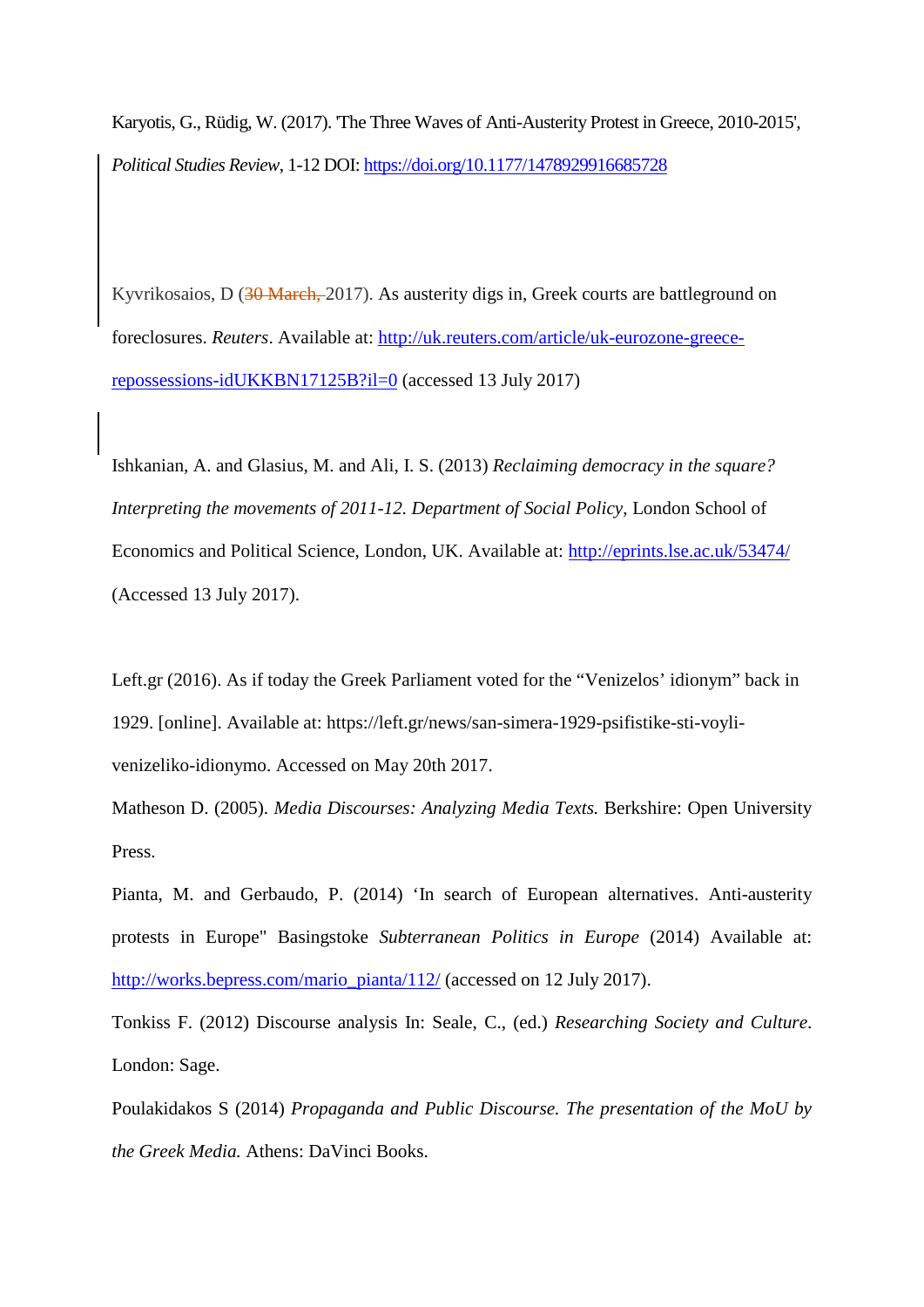Karyotis, G., Rüdig, W. (2017). 'The Three Waves of Anti-Austerity Protest in Greece, 2010-2015', *Political Studies Review*, 1-12 DOI: https://doi.org/10.1177/1478929916685728

Kyvrikosaios, D (~~30 March,~~ 2017). As austerity digs in, Greek courts are battleground on foreclosures. *Reuters*. Available at: http://uk.reuters.com/article/uk-eurozone-greece-repossessions-idUKKBN17125B?il=0 (accessed 13 July 2017)

Ishkanian, A. and Glasius, M. and Ali, I. S. (2013) *Reclaiming democracy in the square? Interpreting the movements of 2011-12. Department of Social Policy*, London School of Economics and Political Science, London, UK. Available at: http://eprints.lse.ac.uk/53474/ (Accessed 13 July 2017).

Left.gr (2016). As if today the Greek Parliament voted for the "Venizelos' idionym" back in 1929. [online]. Available at: https://left.gr/news/san-simera-1929-psifistike-sti-voyli-venizeliko-idionymo. Accessed on May 20th 2017.

Matheson D. (2005). *Media Discourses: Analyzing Media Texts.* Berkshire: Open University Press.

Pianta, M. and Gerbaudo, P. (2014) 'In search of European alternatives. Anti-austerity protests in Europe" Basingstoke *Subterranean Politics in Europe* (2014) Available at: http://works.bepress.com/mario_pianta/112/ (accessed on 12 July 2017).

Tonkiss F. (2012) Discourse analysis In: Seale, C., (ed.) *Researching Society and Culture*. London: Sage.

Poulakidakos S (2014) *Propaganda and Public Discourse. The presentation of the MoU by the Greek Media.* Athens: DaVinci Books.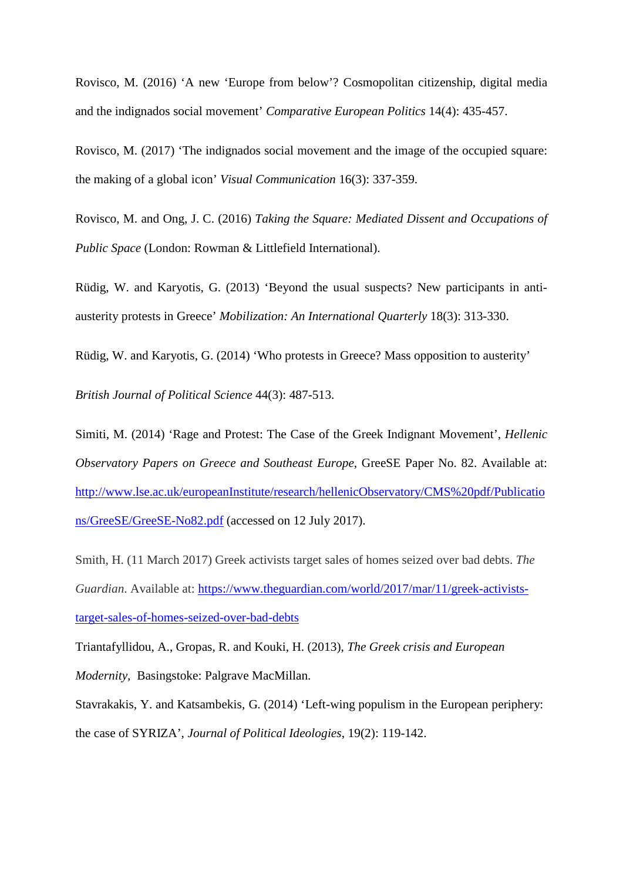Rovisco, M. (2016) ‘A new ‘Europe from below’? Cosmopolitan citizenship, digital media and the indignados social movement’ *Comparative European Politics* 14(4): 435-457.

Rovisco, M. (2017) ‘The indignados social movement and the image of the occupied square: the making of a global icon’ *Visual Communication* 16(3): 337-359.

Rovisco, M. and Ong, J. C. (2016) *Taking the Square: Mediated Dissent and Occupations of Public Space* (London: Rowman & Littlefield International).

Rüdig, W. and Karyotis, G. (2013) ‘Beyond the usual suspects? New participants in anti-austerity protests in Greece’ *Mobilization: An International Quarterly* 18(3): 313-330.

Rüdig, W. and Karyotis, G. (2014) ‘Who protests in Greece? Mass opposition to austerity’ *British Journal of Political Science* 44(3): 487-513.

Simiti, M. (2014) ‘Rage and Protest: The Case of the Greek Indignant Movement’, *Hellenic Observatory Papers on Greece and Southeast Europe*, GreeSE Paper No. 82. Available at: [http://www.lse.ac.uk/europeanInstitute/research/hellenicObservatory/CMS%20pdf/Publications/GreeSE/GreeSE-No82.pdf](http://www.lse.ac.uk/europeanInstitute/research/hellenicObservatory/CMS%20pdf/Publications/GreeSE/GreeSE-No82.pdf) (accessed on 12 July 2017).

Smith, H. (11 March 2017) Greek activists target sales of homes seized over bad debts. *The Guardian*. Available at: [https://www.theguardian.com/world/2017/mar/11/greek-activists-target-sales-of-homes-seized-over-bad-debts](https://www.theguardian.com/world/2017/mar/11/greek-activists-target-sales-of-homes-seized-over-bad-debts)

Triantafyllidou, A., Gropas, R. and Kouki, H. (2013), *The Greek crisis and European Modernity*, Basingstoke: Palgrave MacMillan.

Stavrakakis, Y. and Katsambekis, G. (2014) ‘Left-wing populism in the European periphery: the case of SYRIZA’, *Journal of Political Ideologies*, 19(2): 119-142.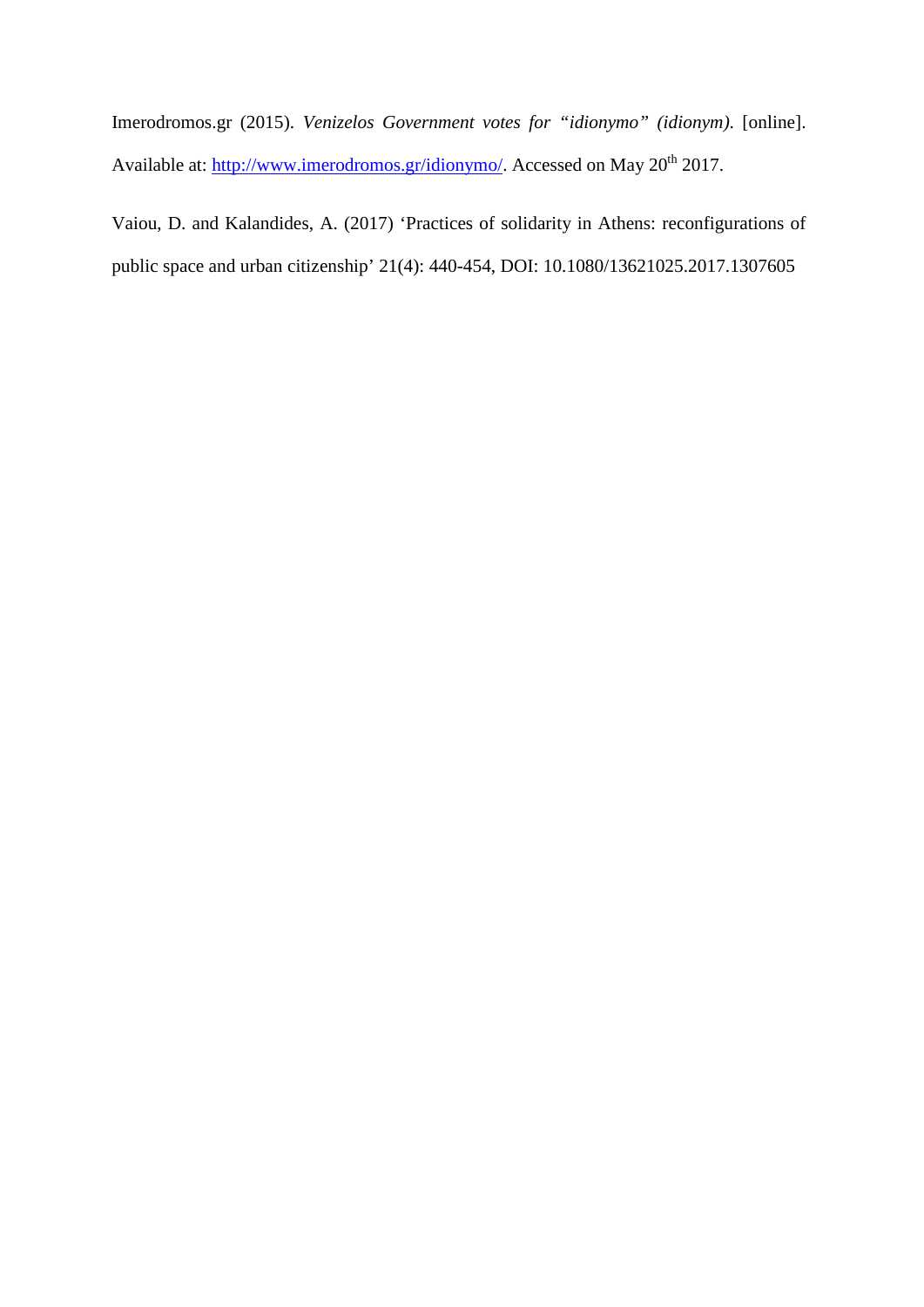Imerodromos.gr (2015). *Venizelos Government votes for "idionymo" (idionym)*. [online]. Available at: http://www.imerodromos.gr/idionymo/. Accessed on May 20th 2017.

Vaiou, D. and Kalandides, A. (2017) 'Practices of solidarity in Athens: reconfigurations of public space and urban citizenship' 21(4): 440-454, DOI: 10.1080/13621025.2017.1307605